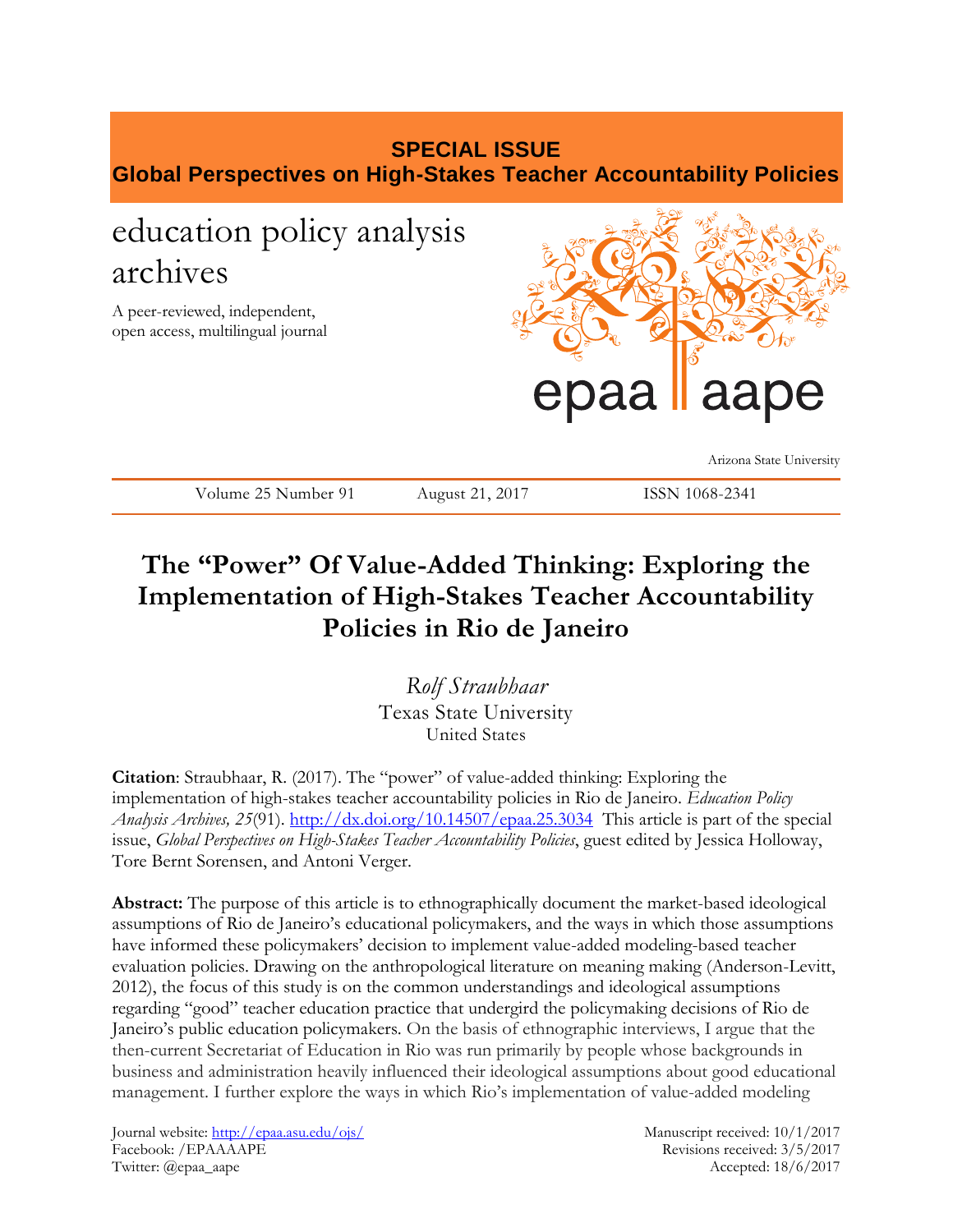**SPECIAL ISSUE**
**Global Perspectives on High-Stakes Teacher Accountability Policies**

education policy analysis archives

A peer-reviewed, independent, open access, multilingual journal

epaa aape

Arizona State University

Volume 25 Number 91 August 21, 2017 ISSN 1068-2341

# The "Power" Of Value-Added Thinking: Exploring the Implementation of High-Stakes Teacher Accountability Policies in Rio de Janeiro

*Rolf Straubhaar*
Texas State University
United States

**Citation**: Straubhaar, R. (2017). The "power" of value-added thinking: Exploring the implementation of high-stakes teacher accountability policies in Rio de Janeiro. *Education Policy Analysis Archives, 25*(91). http://dx.doi.org/10.14507/epaa.25.3034 This article is part of the special issue, *Global Perspectives on High-Stakes Teacher Accountability Policies*, guest edited by Jessica Holloway, Tore Bernt Sorensen, and Antoni Verger.

**Abstract:** The purpose of this article is to ethnographically document the market-based ideological assumptions of Rio de Janeiro's educational policymakers, and the ways in which those assumptions have informed these policymakers' decision to implement value-added modeling-based teacher evaluation policies. Drawing on the anthropological literature on meaning making (Anderson-Levitt, 2012), the focus of this study is on the common understandings and ideological assumptions regarding "good" teacher education practice that undergird the policymaking decisions of Rio de Janeiro's public education policymakers. On the basis of ethnographic interviews, I argue that the then-current Secretariat of Education in Rio was run primarily by people whose backgrounds in business and administration heavily influenced their ideological assumptions about good educational management. I further explore the ways in which Rio's implementation of value-added modeling

Journal website: http://epaa.asu.edu/ojs/
Facebook: /EPAAAAPE
Twitter: @epaa_aape

Manuscript received: 10/1/2017
Revisions received: 3/5/2017
Accepted: 18/6/2017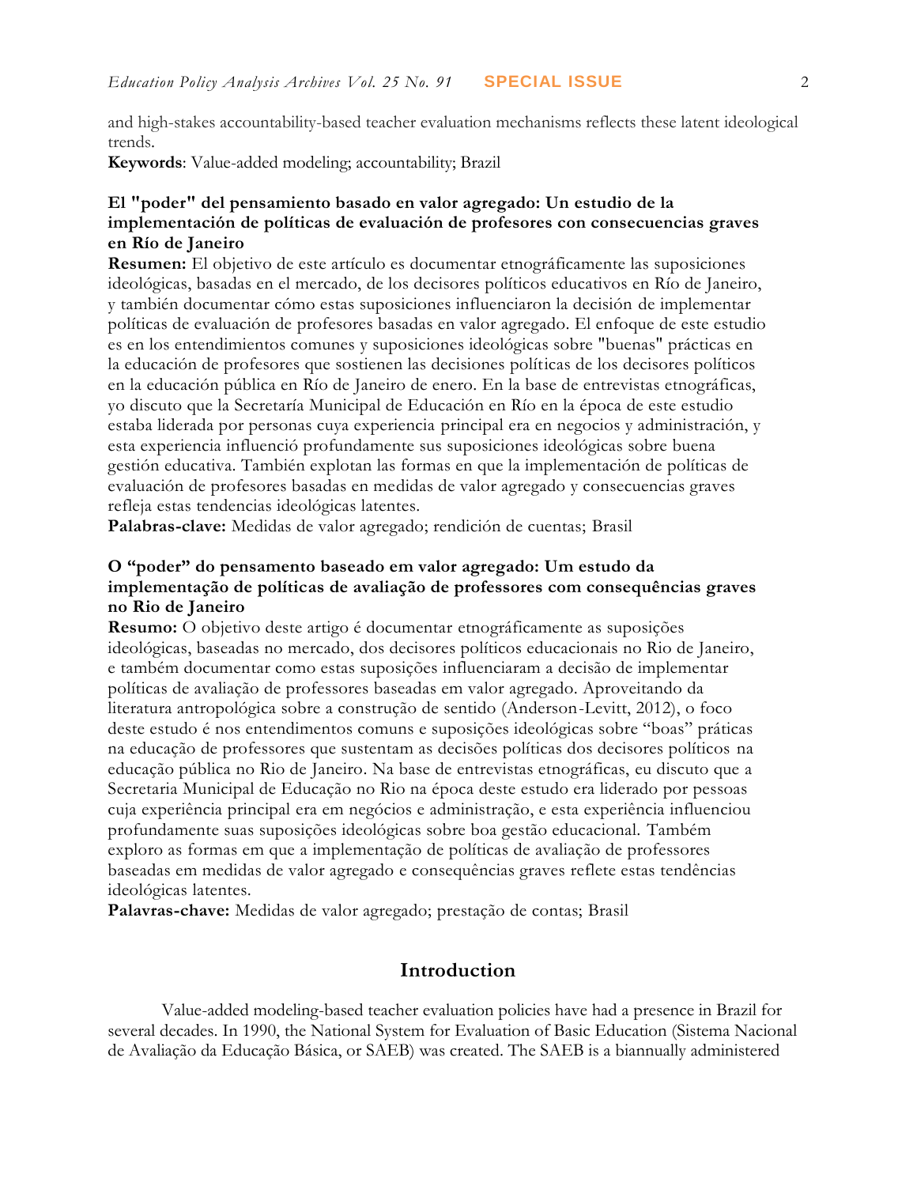and high-stakes accountability-based teacher evaluation mechanisms reflects these latent ideological trends.

**Keywords**: Value-added modeling; accountability; Brazil

### El "poder" del pensamiento basado en valor agregado: Un estudio de la implementación de políticas de evaluación de profesores con consecuencias graves en Río de Janeiro

**Resumen:** El objetivo de este artículo es documentar etnográficamente las suposiciones ideológicas, basadas en el mercado, de los decisores políticos educativos en Río de Janeiro, y también documentar cómo estas suposiciones influenciaron la decisión de implementar políticas de evaluación de profesores basadas en valor agregado. El enfoque de este estudio es en los entendimientos comunes y suposiciones ideológicas sobre "buenas" prácticas en la educación de profesores que sostienen las decisiones políticas de los decisores políticos en la educación pública en Río de Janeiro de enero. En la base de entrevistas etnográficas, yo discuto que la Secretaría Municipal de Educación en Río en la época de este estudio estaba liderada por personas cuya experiencia principal era en negocios y administración, y esta experiencia influenció profundamente sus suposiciones ideológicas sobre buena gestión educativa. También explotan las formas en que la implementación de políticas de evaluación de profesores basadas en medidas de valor agregado y consecuencias graves refleja estas tendencias ideológicas latentes.

**Palabras-clave:** Medidas de valor agregado; rendición de cuentas; Brasil

### O "poder" do pensamento baseado em valor agregado: Um estudo da implementação de políticas de avaliação de professores com consequências graves no Rio de Janeiro

**Resumo:** O objetivo deste artigo é documentar etnográficamente as suposições ideológicas, baseadas no mercado, dos decisores políticos educacionais no Rio de Janeiro, e também documentar como estas suposições influenciaram a decisão de implementar políticas de avaliação de professores baseadas em valor agregado. Aproveitando da literatura antropológica sobre a construção de sentido (Anderson-Levitt, 2012), o foco deste estudo é nos entendimentos comuns e suposições ideológicas sobre "boas" práticas na educação de professores que sustentam as decisões políticas dos decisores políticos na educação pública no Rio de Janeiro. Na base de entrevistas etnográficas, eu discuto que a Secretaria Municipal de Educação no Rio na época deste estudo era liderado por pessoas cuja experiência principal era em negócios e administração, e esta experiência influenciou profundamente suas suposições ideológicas sobre boa gestão educacional. Também exploro as formas em que a implementação de políticas de avaliação de professores baseadas em medidas de valor agregado e consequências graves reflete estas tendências ideológicas latentes.

**Palavras-chave:** Medidas de valor agregado; prestação de contas; Brasil

## Introduction

Value-added modeling-based teacher evaluation policies have had a presence in Brazil for several decades. In 1990, the National System for Evaluation of Basic Education (Sistema Nacional de Avaliação da Educação Básica, or SAEB) was created. The SAEB is a biannually administered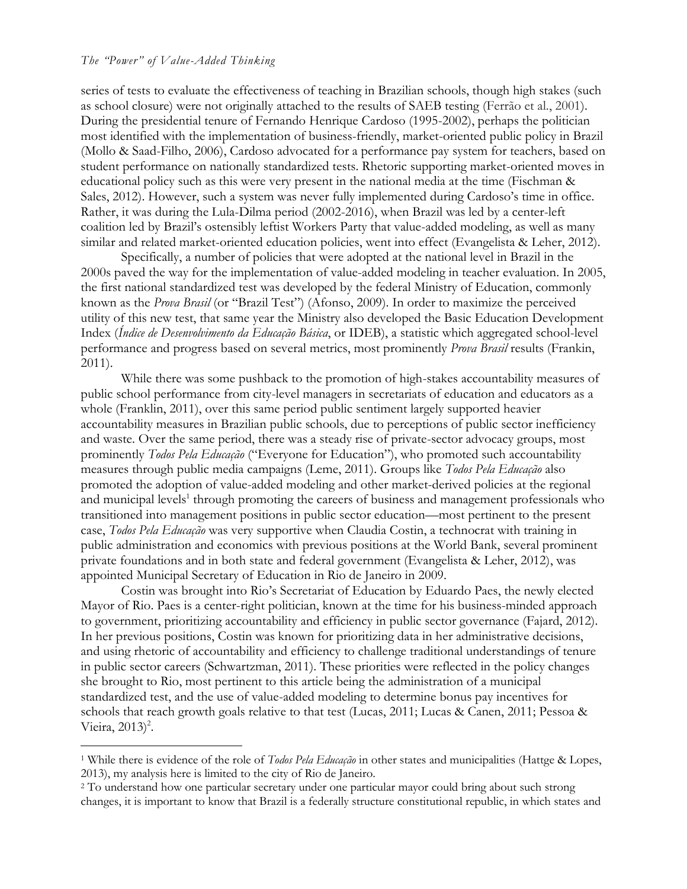series of tests to evaluate the effectiveness of teaching in Brazilian schools, though high stakes (such as school closure) were not originally attached to the results of SAEB testing (Ferrão et al., 2001). During the presidential tenure of Fernando Henrique Cardoso (1995-2002), perhaps the politician most identified with the implementation of business-friendly, market-oriented public policy in Brazil (Mollo & Saad-Filho, 2006), Cardoso advocated for a performance pay system for teachers, based on student performance on nationally standardized tests. Rhetoric supporting market-oriented moves in educational policy such as this were very present in the national media at the time (Fischman & Sales, 2012). However, such a system was never fully implemented during Cardoso's time in office. Rather, it was during the Lula-Dilma period (2002-2016), when Brazil was led by a center-left coalition led by Brazil's ostensibly leftist Workers Party that value-added modeling, as well as many similar and related market-oriented education policies, went into effect (Evangelista & Leher, 2012).

Specifically, a number of policies that were adopted at the national level in Brazil in the 2000s paved the way for the implementation of value-added modeling in teacher evaluation. In 2005, the first national standardized test was developed by the federal Ministry of Education, commonly known as the *Prova Brasil* (or "Brazil Test") (Afonso, 2009). In order to maximize the perceived utility of this new test, that same year the Ministry also developed the Basic Education Development Index (*Índice de Desenvolvimento da Educação Básica*, or IDEB), a statistic which aggregated school-level performance and progress based on several metrics, most prominently *Prova Brasil* results (Frankin, 2011).

While there was some pushback to the promotion of high-stakes accountability measures of public school performance from city-level managers in secretariats of education and educators as a whole (Franklin, 2011), over this same period public sentiment largely supported heavier accountability measures in Brazilian public schools, due to perceptions of public sector inefficiency and waste. Over the same period, there was a steady rise of private-sector advocacy groups, most prominently *Todos Pela Educação* ("Everyone for Education"), who promoted such accountability measures through public media campaigns (Leme, 2011). Groups like *Todos Pela Educação* also promoted the adoption of value-added modeling and other market-derived policies at the regional and municipal levels[1] through promoting the careers of business and management professionals who transitioned into management positions in public sector education—most pertinent to the present case, *Todos Pela Educação* was very supportive when Claudia Costin, a technocrat with training in public administration and economics with previous positions at the World Bank, several prominent private foundations and in both state and federal government (Evangelista & Leher, 2012), was appointed Municipal Secretary of Education in Rio de Janeiro in 2009.

Costin was brought into Rio's Secretariat of Education by Eduardo Paes, the newly elected Mayor of Rio. Paes is a center-right politician, known at the time for his business-minded approach to government, prioritizing accountability and efficiency in public sector governance (Fajard, 2012). In her previous positions, Costin was known for prioritizing data in her administrative decisions, and using rhetoric of accountability and efficiency to challenge traditional understandings of tenure in public sector careers (Schwartzman, 2011). These priorities were reflected in the policy changes she brought to Rio, most pertinent to this article being the administration of a municipal standardized test, and the use of value-added modeling to determine bonus pay incentives for schools that reach growth goals relative to that test (Lucas, 2011; Lucas & Canen, 2011; Pessoa & Vieira, 2013)[2].

[1] While there is evidence of the role of *Todos Pela Educação* in other states and municipalities (Hattge & Lopes, 2013), my analysis here is limited to the city of Rio de Janeiro.

[2] To understand how one particular secretary under one particular mayor could bring about such strong changes, it is important to know that Brazil is a federally structure constitutional republic, in which states and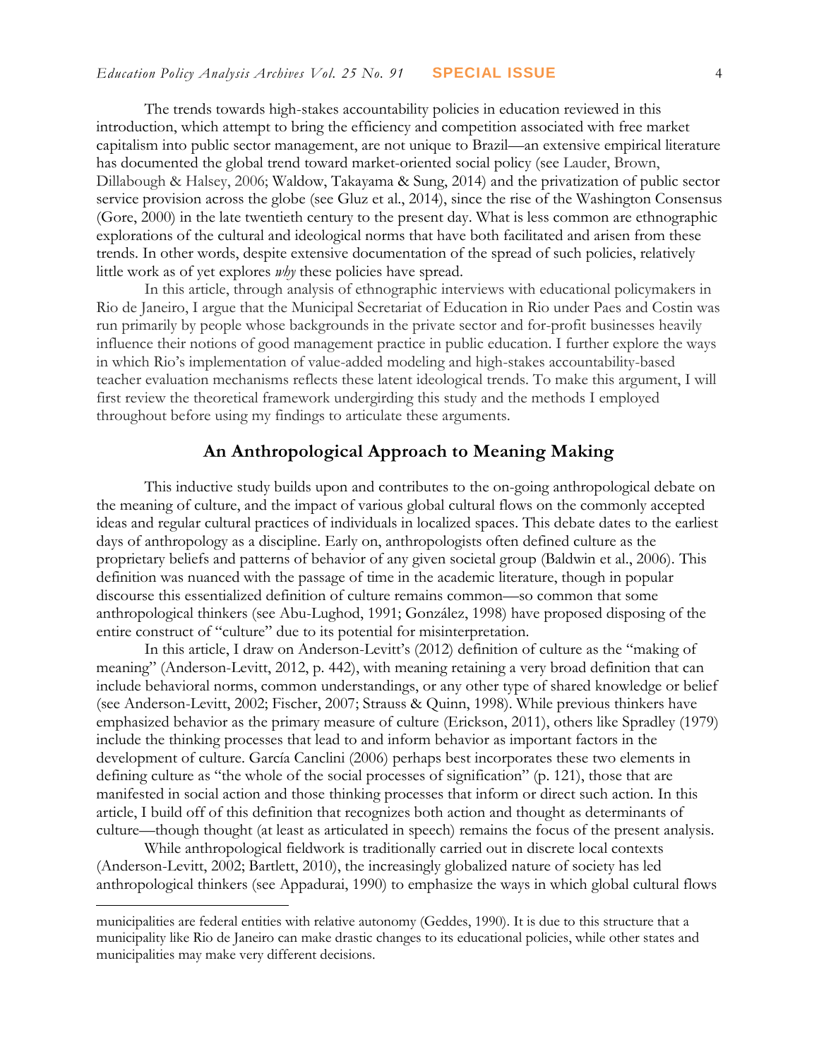The trends towards high-stakes accountability policies in education reviewed in this introduction, which attempt to bring the efficiency and competition associated with free market capitalism into public sector management, are not unique to Brazil—an extensive empirical literature has documented the global trend toward market-oriented social policy (see Lauder, Brown, Dillabough & Halsey, 2006; Waldow, Takayama & Sung, 2014) and the privatization of public sector service provision across the globe (see Gluz et al., 2014), since the rise of the Washington Consensus (Gore, 2000) in the late twentieth century to the present day. What is less common are ethnographic explorations of the cultural and ideological norms that have both facilitated and arisen from these trends. In other words, despite extensive documentation of the spread of such policies, relatively little work as of yet explores *why* these policies have spread.

In this article, through analysis of ethnographic interviews with educational policymakers in Rio de Janeiro, I argue that the Municipal Secretariat of Education in Rio under Paes and Costin was run primarily by people whose backgrounds in the private sector and for-profit businesses heavily influence their notions of good management practice in public education. I further explore the ways in which Rio's implementation of value-added modeling and high-stakes accountability-based teacher evaluation mechanisms reflects these latent ideological trends. To make this argument, I will first review the theoretical framework undergirding this study and the methods I employed throughout before using my findings to articulate these arguments.

## An Anthropological Approach to Meaning Making

This inductive study builds upon and contributes to the on-going anthropological debate on the meaning of culture, and the impact of various global cultural flows on the commonly accepted ideas and regular cultural practices of individuals in localized spaces. This debate dates to the earliest days of anthropology as a discipline. Early on, anthropologists often defined culture as the proprietary beliefs and patterns of behavior of any given societal group (Baldwin et al., 2006). This definition was nuanced with the passage of time in the academic literature, though in popular discourse this essentialized definition of culture remains common—so common that some anthropological thinkers (see Abu-Lughod, 1991; González, 1998) have proposed disposing of the entire construct of "culture" due to its potential for misinterpretation.

In this article, I draw on Anderson-Levitt's (2012) definition of culture as the "making of meaning" (Anderson-Levitt, 2012, p. 442), with meaning retaining a very broad definition that can include behavioral norms, common understandings, or any other type of shared knowledge or belief (see Anderson-Levitt, 2002; Fischer, 2007; Strauss & Quinn, 1998). While previous thinkers have emphasized behavior as the primary measure of culture (Erickson, 2011), others like Spradley (1979) include the thinking processes that lead to and inform behavior as important factors in the development of culture. García Canclini (2006) perhaps best incorporates these two elements in defining culture as "the whole of the social processes of signification" (p. 121), those that are manifested in social action and those thinking processes that inform or direct such action. In this article, I build off of this definition that recognizes both action and thought as determinants of culture—though thought (at least as articulated in speech) remains the focus of the present analysis.

While anthropological fieldwork is traditionally carried out in discrete local contexts (Anderson-Levitt, 2002; Bartlett, 2010), the increasingly globalized nature of society has led anthropological thinkers (see Appadurai, 1990) to emphasize the ways in which global cultural flows

municipalities are federal entities with relative autonomy (Geddes, 1990). It is due to this structure that a municipality like Rio de Janeiro can make drastic changes to its educational policies, while other states and municipalities may make very different decisions.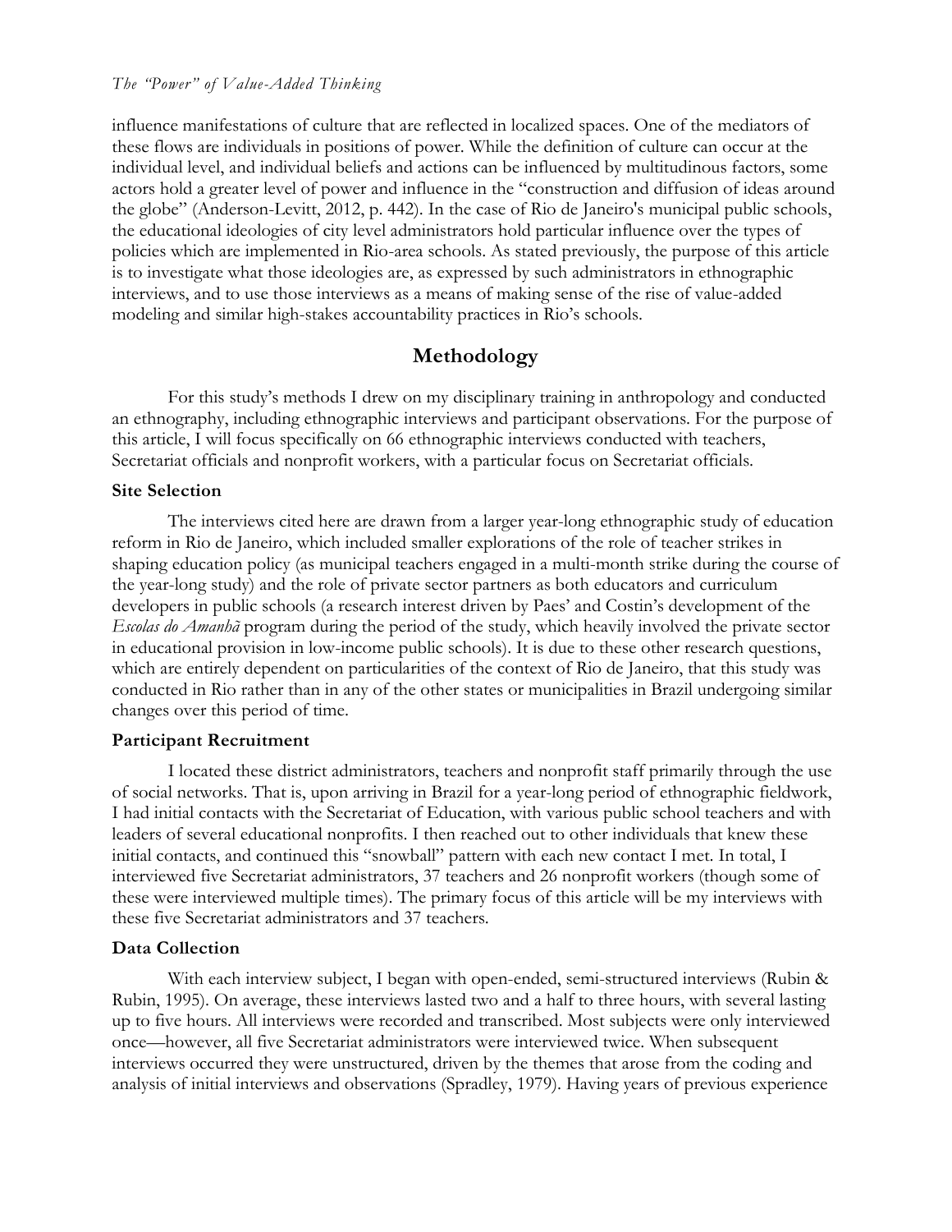influence manifestations of culture that are reflected in localized spaces. One of the mediators of these flows are individuals in positions of power. While the definition of culture can occur at the individual level, and individual beliefs and actions can be influenced by multitudinous factors, some actors hold a greater level of power and influence in the "construction and diffusion of ideas around the globe" (Anderson-Levitt, 2012, p. 442). In the case of Rio de Janeiro's municipal public schools, the educational ideologies of city level administrators hold particular influence over the types of policies which are implemented in Rio-area schools. As stated previously, the purpose of this article is to investigate what those ideologies are, as expressed by such administrators in ethnographic interviews, and to use those interviews as a means of making sense of the rise of value-added modeling and similar high-stakes accountability practices in Rio's schools.

## Methodology

For this study's methods I drew on my disciplinary training in anthropology and conducted an ethnography, including ethnographic interviews and participant observations. For the purpose of this article, I will focus specifically on 66 ethnographic interviews conducted with teachers, Secretariat officials and nonprofit workers, with a particular focus on Secretariat officials.

### Site Selection

The interviews cited here are drawn from a larger year-long ethnographic study of education reform in Rio de Janeiro, which included smaller explorations of the role of teacher strikes in shaping education policy (as municipal teachers engaged in a multi-month strike during the course of the year-long study) and the role of private sector partners as both educators and curriculum developers in public schools (a research interest driven by Paes' and Costin's development of the *Escolas do Amanhã* program during the period of the study, which heavily involved the private sector in educational provision in low-income public schools). It is due to these other research questions, which are entirely dependent on particularities of the context of Rio de Janeiro, that this study was conducted in Rio rather than in any of the other states or municipalities in Brazil undergoing similar changes over this period of time.

### Participant Recruitment

I located these district administrators, teachers and nonprofit staff primarily through the use of social networks. That is, upon arriving in Brazil for a year-long period of ethnographic fieldwork, I had initial contacts with the Secretariat of Education, with various public school teachers and with leaders of several educational nonprofits. I then reached out to other individuals that knew these initial contacts, and continued this "snowball" pattern with each new contact I met. In total, I interviewed five Secretariat administrators, 37 teachers and 26 nonprofit workers (though some of these were interviewed multiple times). The primary focus of this article will be my interviews with these five Secretariat administrators and 37 teachers.

### Data Collection

With each interview subject, I began with open-ended, semi-structured interviews (Rubin & Rubin, 1995). On average, these interviews lasted two and a half to three hours, with several lasting up to five hours. All interviews were recorded and transcribed. Most subjects were only interviewed once—however, all five Secretariat administrators were interviewed twice. When subsequent interviews occurred they were unstructured, driven by the themes that arose from the coding and analysis of initial interviews and observations (Spradley, 1979). Having years of previous experience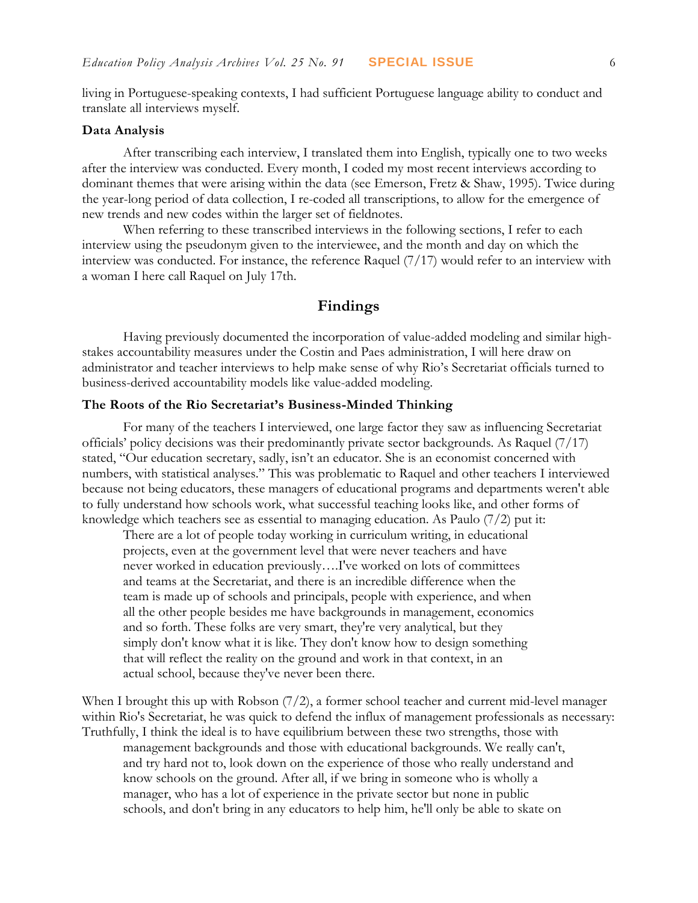living in Portuguese-speaking contexts, I had sufficient Portuguese language ability to conduct and translate all interviews myself.

### Data Analysis

After transcribing each interview, I translated them into English, typically one to two weeks after the interview was conducted. Every month, I coded my most recent interviews according to dominant themes that were arising within the data (see Emerson, Fretz & Shaw, 1995). Twice during the year-long period of data collection, I re-coded all transcriptions, to allow for the emergence of new trends and new codes within the larger set of fieldnotes.

When referring to these transcribed interviews in the following sections, I refer to each interview using the pseudonym given to the interviewee, and the month and day on which the interview was conducted. For instance, the reference Raquel (7/17) would refer to an interview with a woman I here call Raquel on July 17th.

## Findings

Having previously documented the incorporation of value-added modeling and similar high-stakes accountability measures under the Costin and Paes administration, I will here draw on administrator and teacher interviews to help make sense of why Rio's Secretariat officials turned to business-derived accountability models like value-added modeling.

### The Roots of the Rio Secretariat's Business-Minded Thinking

For many of the teachers I interviewed, one large factor they saw as influencing Secretariat officials' policy decisions was their predominantly private sector backgrounds. As Raquel (7/17) stated, "Our education secretary, sadly, isn't an educator. She is an economist concerned with numbers, with statistical analyses." This was problematic to Raquel and other teachers I interviewed because not being educators, these managers of educational programs and departments weren't able to fully understand how schools work, what successful teaching looks like, and other forms of knowledge which teachers see as essential to managing education. As Paulo (7/2) put it:

> There are a lot of people today working in curriculum writing, in educational projects, even at the government level that were never teachers and have never worked in education previously….I've worked on lots of committees and teams at the Secretariat, and there is an incredible difference when the team is made up of schools and principals, people with experience, and when all the other people besides me have backgrounds in management, economics and so forth. These folks are very smart, they're very analytical, but they simply don't know what it is like. They don't know how to design something that will reflect the reality on the ground and work in that context, in an actual school, because they've never been there.

When I brought this up with Robson (7/2), a former school teacher and current mid-level manager within Rio's Secretariat, he was quick to defend the influx of management professionals as necessary:

> Truthfully, I think the ideal is to have equilibrium between these two strengths, those with management backgrounds and those with educational backgrounds. We really can't, and try hard not to, look down on the experience of those who really understand and know schools on the ground. After all, if we bring in someone who is wholly a manager, who has a lot of experience in the private sector but none in public schools, and don't bring in any educators to help him, he'll only be able to skate on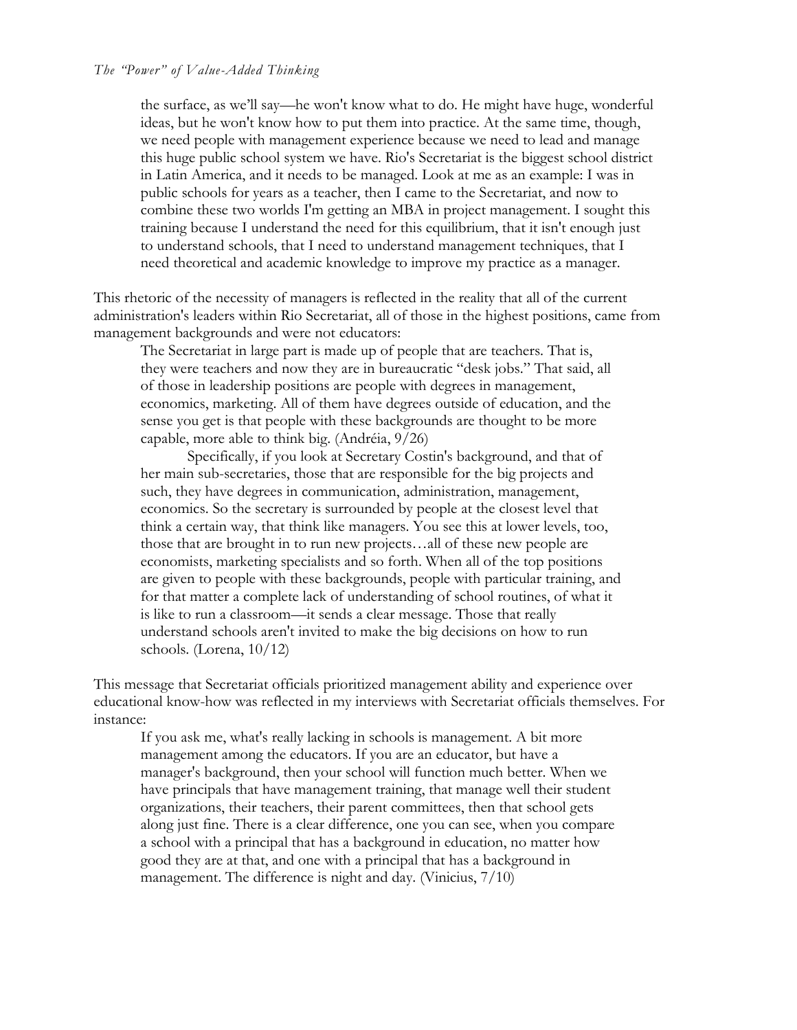> the surface, as we'll say—he won't know what to do. He might have huge, wonderful ideas, but he won't know how to put them into practice. At the same time, though, we need people with management experience because we need to lead and manage this huge public school system we have. Rio's Secretariat is the biggest school district in Latin America, and it needs to be managed. Look at me as an example: I was in public schools for years as a teacher, then I came to the Secretariat, and now to combine these two worlds I'm getting an MBA in project management. I sought this training because I understand the need for this equilibrium, that it isn't enough just to understand schools, that I need to understand management techniques, that I need theoretical and academic knowledge to improve my practice as a manager.

This rhetoric of the necessity of managers is reflected in the reality that all of the current administration's leaders within Rio Secretariat, all of those in the highest positions, came from management backgrounds and were not educators:

> The Secretariat in large part is made up of people that are teachers. That is, they were teachers and now they are in bureaucratic "desk jobs." That said, all of those in leadership positions are people with degrees in management, economics, marketing. All of them have degrees outside of education, and the sense you get is that people with these backgrounds are thought to be more capable, more able to think big. (Andréia, 9/26)
>
> Specifically, if you look at Secretary Costin's background, and that of her main sub-secretaries, those that are responsible for the big projects and such, they have degrees in communication, administration, management, economics. So the secretary is surrounded by people at the closest level that think a certain way, that think like managers. You see this at lower levels, too, those that are brought in to run new projects…all of these new people are economists, marketing specialists and so forth. When all of the top positions are given to people with these backgrounds, people with particular training, and for that matter a complete lack of understanding of school routines, of what it is like to run a classroom—it sends a clear message. Those that really understand schools aren't invited to make the big decisions on how to run schools. (Lorena, 10/12)

This message that Secretariat officials prioritized management ability and experience over educational know-how was reflected in my interviews with Secretariat officials themselves. For instance:

> If you ask me, what's really lacking in schools is management. A bit more management among the educators. If you are an educator, but have a manager's background, then your school will function much better. When we have principals that have management training, that manage well their student organizations, their teachers, their parent committees, then that school gets along just fine. There is a clear difference, one you can see, when you compare a school with a principal that has a background in education, no matter how good they are at that, and one with a principal that has a background in management. The difference is night and day. (Vinicius, 7/10)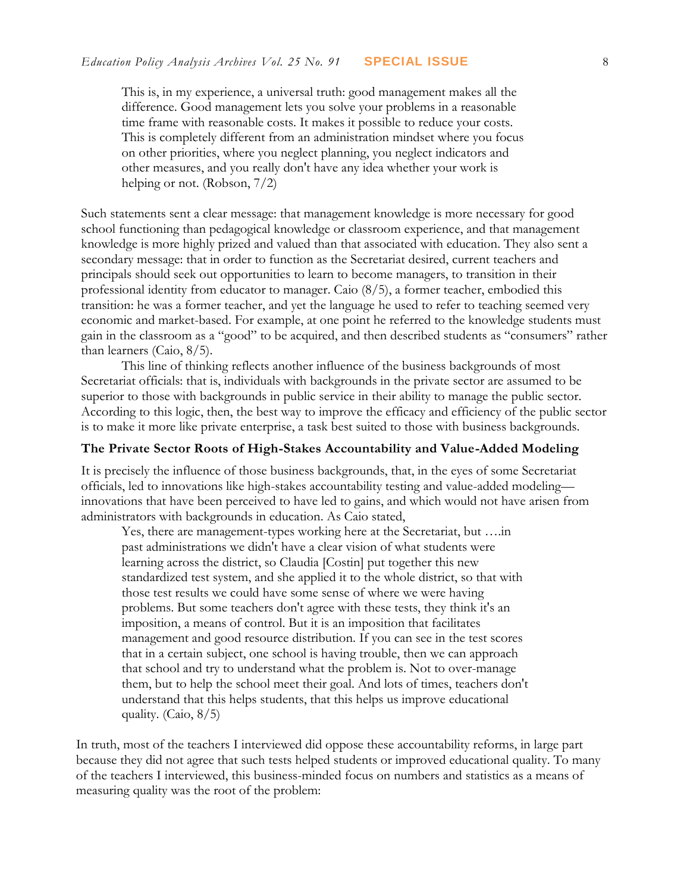> This is, in my experience, a universal truth: good management makes all the difference. Good management lets you solve your problems in a reasonable time frame with reasonable costs. It makes it possible to reduce your costs. This is completely different from an administration mindset where you focus on other priorities, where you neglect planning, you neglect indicators and other measures, and you really don't have any idea whether your work is helping or not. (Robson, 7/2)

Such statements sent a clear message: that management knowledge is more necessary for good school functioning than pedagogical knowledge or classroom experience, and that management knowledge is more highly prized and valued than that associated with education. They also sent a secondary message: that in order to function as the Secretariat desired, current teachers and principals should seek out opportunities to learn to become managers, to transition in their professional identity from educator to manager. Caio (8/5), a former teacher, embodied this transition: he was a former teacher, and yet the language he used to refer to teaching seemed very economic and market-based. For example, at one point he referred to the knowledge students must gain in the classroom as a "good" to be acquired, and then described students as "consumers" rather than learners (Caio, 8/5).

This line of thinking reflects another influence of the business backgrounds of most Secretariat officials: that is, individuals with backgrounds in the private sector are assumed to be superior to those with backgrounds in public service in their ability to manage the public sector. According to this logic, then, the best way to improve the efficacy and efficiency of the public sector is to make it more like private enterprise, a task best suited to those with business backgrounds.

### The Private Sector Roots of High-Stakes Accountability and Value-Added Modeling

It is precisely the influence of those business backgrounds, that, in the eyes of some Secretariat officials, led to innovations like high-stakes accountability testing and value-added modeling—innovations that have been perceived to have led to gains, and which would not have arisen from administrators with backgrounds in education. As Caio stated,

> Yes, there are management-types working here at the Secretariat, but ….in past administrations we didn't have a clear vision of what students were learning across the district, so Claudia [Costin] put together this new standardized test system, and she applied it to the whole district, so that with those test results we could have some sense of where we were having problems. But some teachers don't agree with these tests, they think it's an imposition, a means of control. But it is an imposition that facilitates management and good resource distribution. If you can see in the test scores that in a certain subject, one school is having trouble, then we can approach that school and try to understand what the problem is. Not to over-manage them, but to help the school meet their goal. And lots of times, teachers don't understand that this helps students, that this helps us improve educational quality. (Caio, 8/5)

In truth, most of the teachers I interviewed did oppose these accountability reforms, in large part because they did not agree that such tests helped students or improved educational quality. To many of the teachers I interviewed, this business-minded focus on numbers and statistics as a means of measuring quality was the root of the problem: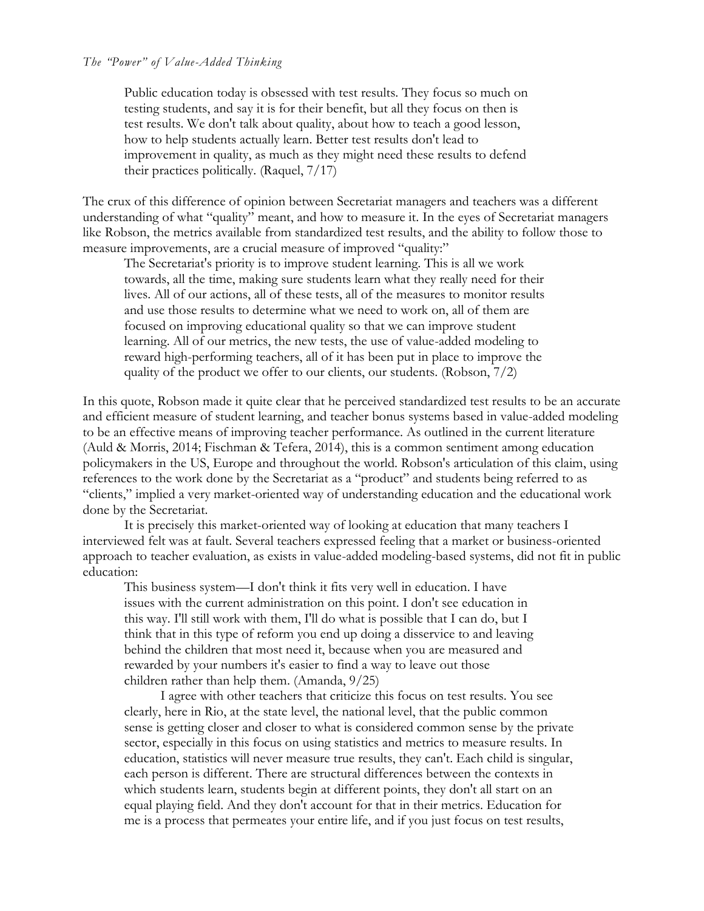> Public education today is obsessed with test results. They focus so much on testing students, and say it is for their benefit, but all they focus on then is test results. We don't talk about quality, about how to teach a good lesson, how to help students actually learn. Better test results don't lead to improvement in quality, as much as they might need these results to defend their practices politically. (Raquel, 7/17)

The crux of this difference of opinion between Secretariat managers and teachers was a different understanding of what "quality" meant, and how to measure it. In the eyes of Secretariat managers like Robson, the metrics available from standardized test results, and the ability to follow those to measure improvements, are a crucial measure of improved "quality:"

> The Secretariat's priority is to improve student learning. This is all we work towards, all the time, making sure students learn what they really need for their lives. All of our actions, all of these tests, all of the measures to monitor results and use those results to determine what we need to work on, all of them are focused on improving educational quality so that we can improve student learning. All of our metrics, the new tests, the use of value-added modeling to reward high-performing teachers, all of it has been put in place to improve the quality of the product we offer to our clients, our students. (Robson, 7/2)

In this quote, Robson made it quite clear that he perceived standardized test results to be an accurate and efficient measure of student learning, and teacher bonus systems based in value-added modeling to be an effective means of improving teacher performance. As outlined in the current literature (Auld & Morris, 2014; Fischman & Tefera, 2014), this is a common sentiment among education policymakers in the US, Europe and throughout the world. Robson's articulation of this claim, using references to the work done by the Secretariat as a "product" and students being referred to as "clients," implied a very market-oriented way of understanding education and the educational work done by the Secretariat.

It is precisely this market-oriented way of looking at education that many teachers I interviewed felt was at fault. Several teachers expressed feeling that a market or business-oriented approach to teacher evaluation, as exists in value-added modeling-based systems, did not fit in public education:

> This business system—I don't think it fits very well in education. I have issues with the current administration on this point. I don't see education in this way. I'll still work with them, I'll do what is possible that I can do, but I think that in this type of reform you end up doing a disservice to and leaving behind the children that most need it, because when you are measured and rewarded by your numbers it's easier to find a way to leave out those children rather than help them. (Amanda, 9/25)
>
> I agree with other teachers that criticize this focus on test results. You see clearly, here in Rio, at the state level, the national level, that the public common sense is getting closer and closer to what is considered common sense by the private sector, especially in this focus on using statistics and metrics to measure results. In education, statistics will never measure true results, they can't. Each child is singular, each person is different. There are structural differences between the contexts in which students learn, students begin at different points, they don't all start on an equal playing field. And they don't account for that in their metrics. Education for me is a process that permeates your entire life, and if you just focus on test results,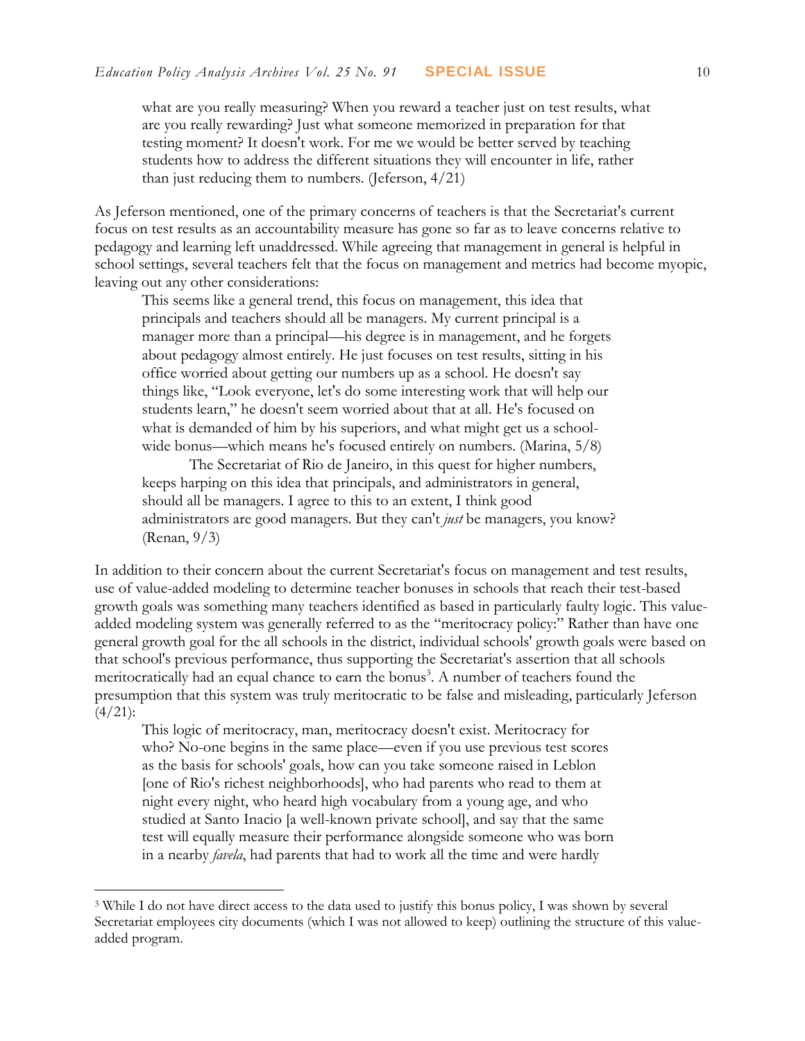> what are you really measuring? When you reward a teacher just on test results, what are you really rewarding? Just what someone memorized in preparation for that testing moment? It doesn't work. For me we would be better served by teaching students how to address the different situations they will encounter in life, rather than just reducing them to numbers. (Jeferson, 4/21)

As Jeferson mentioned, one of the primary concerns of teachers is that the Secretariat's current focus on test results as an accountability measure has gone so far as to leave concerns relative to pedagogy and learning left unaddressed. While agreeing that management in general is helpful in school settings, several teachers felt that the focus on management and metrics had become myopic, leaving out any other considerations:

> This seems like a general trend, this focus on management, this idea that principals and teachers should all be managers. My current principal is a manager more than a principal—his degree is in management, and he forgets about pedagogy almost entirely. He just focuses on test results, sitting in his office worried about getting our numbers up as a school. He doesn't say things like, "Look everyone, let's do some interesting work that will help our students learn," he doesn't seem worried about that at all. He's focused on what is demanded of him by his superiors, and what might get us a school-wide bonus—which means he's focused entirely on numbers. (Marina, 5/8)
>
> The Secretariat of Rio de Janeiro, in this quest for higher numbers, keeps harping on this idea that principals, and administrators in general, should all be managers. I agree to this to an extent, I think good administrators are good managers. But they can't *just* be managers, you know? (Renan, 9/3)

In addition to their concern about the current Secretariat's focus on management and test results, use of value-added modeling to determine teacher bonuses in schools that reach their test-based growth goals was something many teachers identified as based in particularly faulty logic. This value-added modeling system was generally referred to as the "meritocracy policy:" Rather than have one general growth goal for the all schools in the district, individual schools' growth goals were based on that school's previous performance, thus supporting the Secretariat's assertion that all schools meritocratically had an equal chance to earn the bonus[3]. A number of teachers found the presumption that this system was truly meritocratic to be false and misleading, particularly Jeferson (4/21):

> This logic of meritocracy, man, meritocracy doesn't exist. Meritocracy for who? No-one begins in the same place—even if you use previous test scores as the basis for schools' goals, how can you take someone raised in Leblon [one of Rio's richest neighborhoods], who had parents who read to them at night every night, who heard high vocabulary from a young age, and who studied at Santo Inacio [a well-known private school], and say that the same test will equally measure their performance alongside someone who was born in a nearby *favela*, had parents that had to work all the time and were hardly

[3] While I do not have direct access to the data used to justify this bonus policy, I was shown by several Secretariat employees city documents (which I was not allowed to keep) outlining the structure of this value-added program.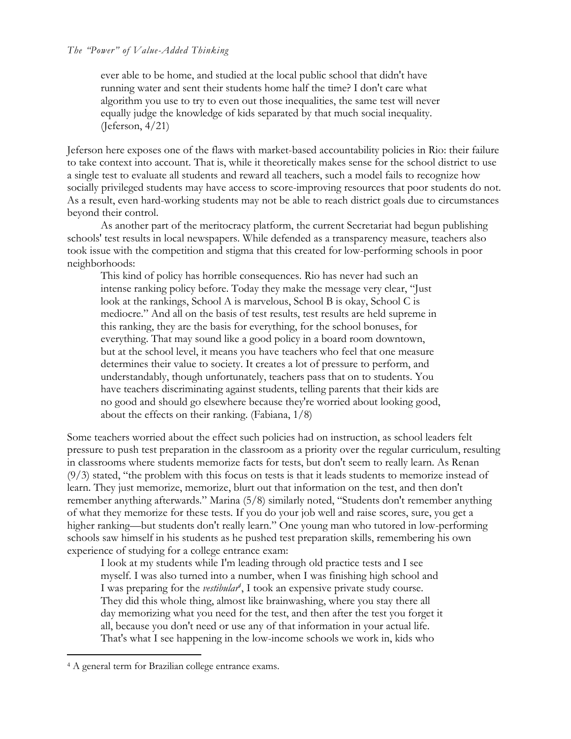> ever able to be home, and studied at the local public school that didn't have running water and sent their students home half the time? I don't care what algorithm you use to try to even out those inequalities, the same test will never equally judge the knowledge of kids separated by that much social inequality. (Jeferson, 4/21)

Jeferson here exposes one of the flaws with market-based accountability policies in Rio: their failure to take context into account. That is, while it theoretically makes sense for the school district to use a single test to evaluate all students and reward all teachers, such a model fails to recognize how socially privileged students may have access to score-improving resources that poor students do not. As a result, even hard-working students may not be able to reach district goals due to circumstances beyond their control.

As another part of the meritocracy platform, the current Secretariat had begun publishing schools' test results in local newspapers. While defended as a transparency measure, teachers also took issue with the competition and stigma that this created for low-performing schools in poor neighborhoods:

> This kind of policy has horrible consequences. Rio has never had such an intense ranking policy before. Today they make the message very clear, "Just look at the rankings, School A is marvelous, School B is okay, School C is mediocre." And all on the basis of test results, test results are held supreme in this ranking, they are the basis for everything, for the school bonuses, for everything. That may sound like a good policy in a board room downtown, but at the school level, it means you have teachers who feel that one measure determines their value to society. It creates a lot of pressure to perform, and understandably, though unfortunately, teachers pass that on to students. You have teachers discriminating against students, telling parents that their kids are no good and should go elsewhere because they're worried about looking good, about the effects on their ranking. (Fabiana, 1/8)

Some teachers worried about the effect such policies had on instruction, as school leaders felt pressure to push test preparation in the classroom as a priority over the regular curriculum, resulting in classrooms where students memorize facts for tests, but don't seem to really learn. As Renan (9/3) stated, "the problem with this focus on tests is that it leads students to memorize instead of learn. They just memorize, memorize, blurt out that information on the test, and then don't remember anything afterwards." Marina (5/8) similarly noted, "Students don't remember anything of what they memorize for these tests. If you do your job well and raise scores, sure, you get a higher ranking—but students don't really learn." One young man who tutored in low-performing schools saw himself in his students as he pushed test preparation skills, remembering his own experience of studying for a college entrance exam:

> I look at my students while I'm leading through old practice tests and I see myself. I was also turned into a number, when I was finishing high school and I was preparing for the *vestibular*[4], I took an expensive private study course. They did this whole thing, almost like brainwashing, where you stay there all day memorizing what you need for the test, and then after the test you forget it all, because you don't need or use any of that information in your actual life. That's what I see happening in the low-income schools we work in, kids who

[4] A general term for Brazilian college entrance exams.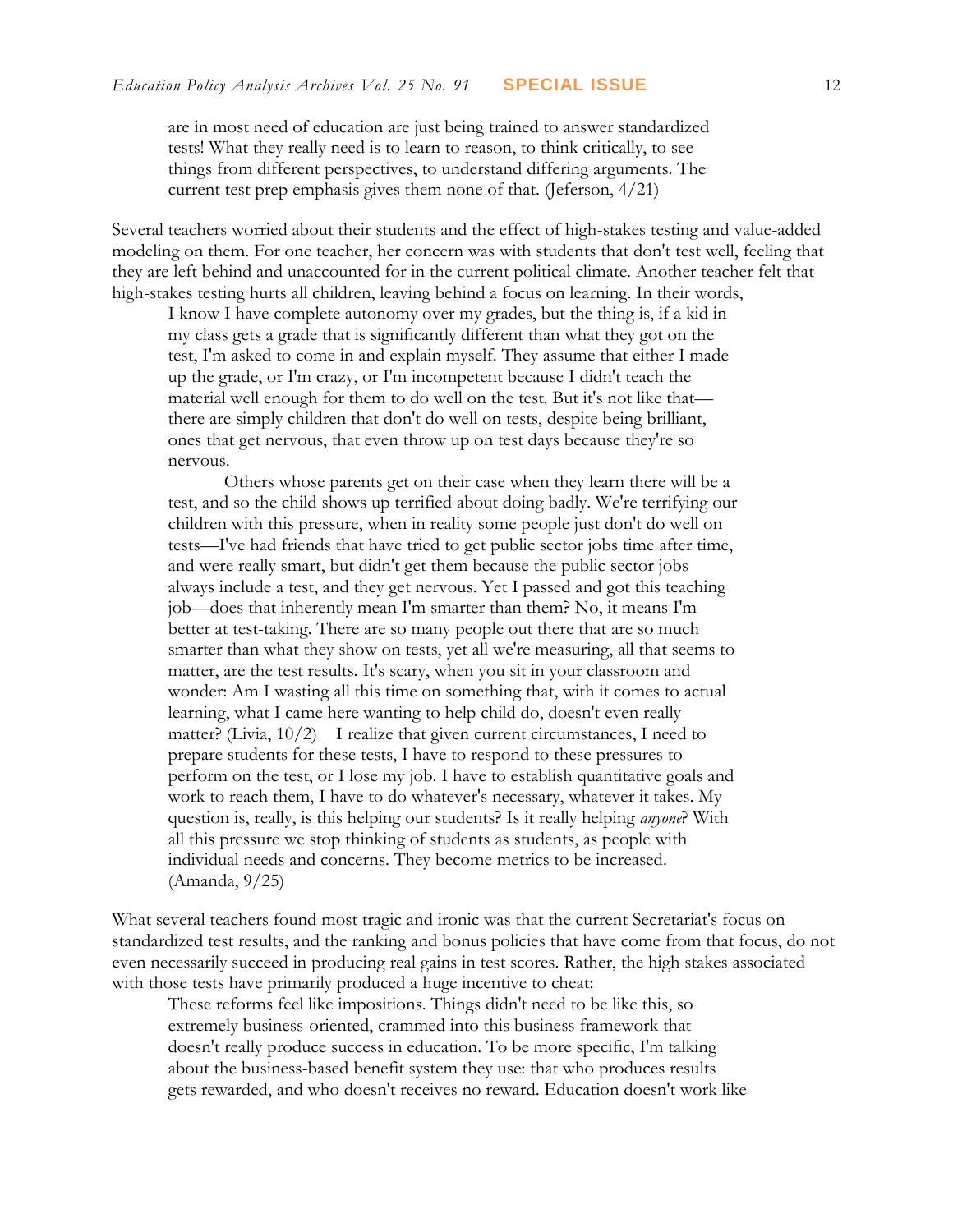are in most need of education are just being trained to answer standardized tests! What they really need is to learn to reason, to think critically, to see things from different perspectives, to understand differing arguments. The current test prep emphasis gives them none of that. (Jeferson, 4/21)

Several teachers worried about their students and the effect of high-stakes testing and value-added modeling on them. For one teacher, her concern was with students that don't test well, feeling that they are left behind and unaccounted for in the current political climate. Another teacher felt that high-stakes testing hurts all children, leaving behind a focus on learning. In their words,

> I know I have complete autonomy over my grades, but the thing is, if a kid in my class gets a grade that is significantly different than what they got on the test, I'm asked to come in and explain myself. They assume that either I made up the grade, or I'm crazy, or I'm incompetent because I didn't teach the material well enough for them to do well on the test. But it's not like that—there are simply children that don't do well on tests, despite being brilliant, ones that get nervous, that even throw up on test days because they're so nervous.
>
> Others whose parents get on their case when they learn there will be a test, and so the child shows up terrified about doing badly. We're terrifying our children with this pressure, when in reality some people just don't do well on tests—I've had friends that have tried to get public sector jobs time after time, and were really smart, but didn't get them because the public sector jobs always include a test, and they get nervous. Yet I passed and got this teaching job—does that inherently mean I'm smarter than them? No, it means I'm better at test-taking. There are so many people out there that are so much smarter than what they show on tests, yet all we're measuring, all that seems to matter, are the test results. It's scary, when you sit in your classroom and wonder: Am I wasting all this time on something that, with it comes to actual learning, what I came here wanting to help child do, doesn't even really matter? (Livia, 10/2) I realize that given current circumstances, I need to prepare students for these tests, I have to respond to these pressures to perform on the test, or I lose my job. I have to establish quantitative goals and work to reach them, I have to do whatever's necessary, whatever it takes. My question is, really, is this helping our students? Is it really helping *anyone*? With all this pressure we stop thinking of students as students, as people with individual needs and concerns. They become metrics to be increased. (Amanda, 9/25)

What several teachers found most tragic and ironic was that the current Secretariat's focus on standardized test results, and the ranking and bonus policies that have come from that focus, do not even necessarily succeed in producing real gains in test scores. Rather, the high stakes associated with those tests have primarily produced a huge incentive to cheat:

> These reforms feel like impositions. Things didn't need to be like this, so extremely business-oriented, crammed into this business framework that doesn't really produce success in education. To be more specific, I'm talking about the business-based benefit system they use: that who produces results gets rewarded, and who doesn't receives no reward. Education doesn't work like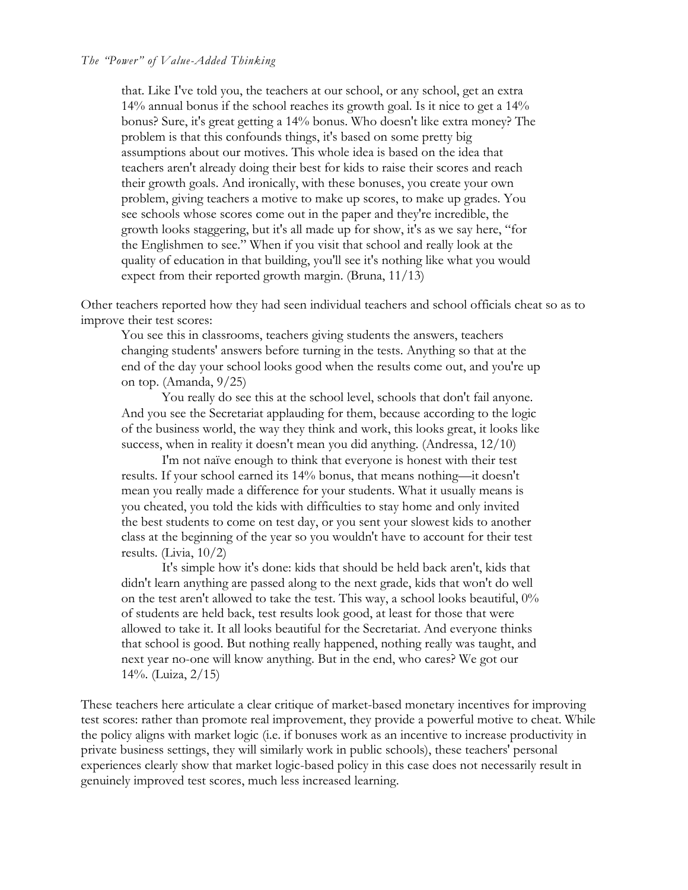> that. Like I've told you, the teachers at our school, or any school, get an extra 14% annual bonus if the school reaches its growth goal. Is it nice to get a 14% bonus? Sure, it's great getting a 14% bonus. Who doesn't like extra money? The problem is that this confounds things, it's based on some pretty big assumptions about our motives. This whole idea is based on the idea that teachers aren't already doing their best for kids to raise their scores and reach their growth goals. And ironically, with these bonuses, you create your own problem, giving teachers a motive to make up scores, to make up grades. You see schools whose scores come out in the paper and they're incredible, the growth looks staggering, but it's all made up for show, it's as we say here, "for the Englishmen to see." When if you visit that school and really look at the quality of education in that building, you'll see it's nothing like what you would expect from their reported growth margin. (Bruna, 11/13)

Other teachers reported how they had seen individual teachers and school officials cheat so as to improve their test scores:

> You see this in classrooms, teachers giving students the answers, teachers changing students' answers before turning in the tests. Anything so that at the end of the day your school looks good when the results come out, and you're up on top. (Amanda, 9/25)
>
> You really do see this at the school level, schools that don't fail anyone. And you see the Secretariat applauding for them, because according to the logic of the business world, the way they think and work, this looks great, it looks like success, when in reality it doesn't mean you did anything. (Andressa, 12/10)
>
> I'm not naïve enough to think that everyone is honest with their test results. If your school earned its 14% bonus, that means nothing—it doesn't mean you really made a difference for your students. What it usually means is you cheated, you told the kids with difficulties to stay home and only invited the best students to come on test day, or you sent your slowest kids to another class at the beginning of the year so you wouldn't have to account for their test results. (Livia, 10/2)
>
> It's simple how it's done: kids that should be held back aren't, kids that didn't learn anything are passed along to the next grade, kids that won't do well on the test aren't allowed to take the test. This way, a school looks beautiful, 0% of students are held back, test results look good, at least for those that were allowed to take it. It all looks beautiful for the Secretariat. And everyone thinks that school is good. But nothing really happened, nothing really was taught, and next year no-one will know anything. But in the end, who cares? We got our 14%. (Luiza, 2/15)

These teachers here articulate a clear critique of market-based monetary incentives for improving test scores: rather than promote real improvement, they provide a powerful motive to cheat. While the policy aligns with market logic (i.e. if bonuses work as an incentive to increase productivity in private business settings, they will similarly work in public schools), these teachers' personal experiences clearly show that market logic-based policy in this case does not necessarily result in genuinely improved test scores, much less increased learning.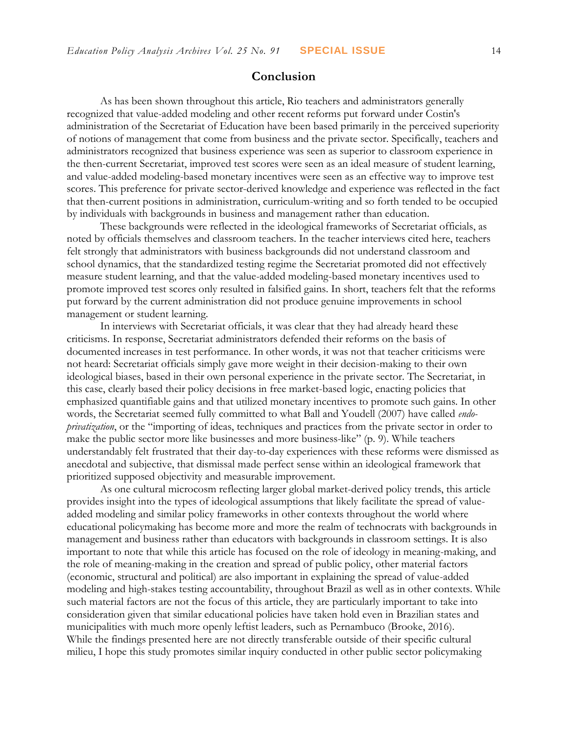## Conclusion

As has been shown throughout this article, Rio teachers and administrators generally recognized that value-added modeling and other recent reforms put forward under Costin's administration of the Secretariat of Education have been based primarily in the perceived superiority of notions of management that come from business and the private sector. Specifically, teachers and administrators recognized that business experience was seen as superior to classroom experience in the then-current Secretariat, improved test scores were seen as an ideal measure of student learning, and value-added modeling-based monetary incentives were seen as an effective way to improve test scores. This preference for private sector-derived knowledge and experience was reflected in the fact that then-current positions in administration, curriculum-writing and so forth tended to be occupied by individuals with backgrounds in business and management rather than education.

These backgrounds were reflected in the ideological frameworks of Secretariat officials, as noted by officials themselves and classroom teachers. In the teacher interviews cited here, teachers felt strongly that administrators with business backgrounds did not understand classroom and school dynamics, that the standardized testing regime the Secretariat promoted did not effectively measure student learning, and that the value-added modeling-based monetary incentives used to promote improved test scores only resulted in falsified gains. In short, teachers felt that the reforms put forward by the current administration did not produce genuine improvements in school management or student learning.

In interviews with Secretariat officials, it was clear that they had already heard these criticisms. In response, Secretariat administrators defended their reforms on the basis of documented increases in test performance. In other words, it was not that teacher criticisms were not heard: Secretariat officials simply gave more weight in their decision-making to their own ideological biases, based in their own personal experience in the private sector. The Secretariat, in this case, clearly based their policy decisions in free market-based logic, enacting policies that emphasized quantifiable gains and that utilized monetary incentives to promote such gains. In other words, the Secretariat seemed fully committed to what Ball and Youdell (2007) have called *endo-privatization*, or the "importing of ideas, techniques and practices from the private sector in order to make the public sector more like businesses and more business-like" (p. 9). While teachers understandably felt frustrated that their day-to-day experiences with these reforms were dismissed as anecdotal and subjective, that dismissal made perfect sense within an ideological framework that prioritized supposed objectivity and measurable improvement.

As one cultural microcosm reflecting larger global market-derived policy trends, this article provides insight into the types of ideological assumptions that likely facilitate the spread of value-added modeling and similar policy frameworks in other contexts throughout the world where educational policymaking has become more and more the realm of technocrats with backgrounds in management and business rather than educators with backgrounds in classroom settings. It is also important to note that while this article has focused on the role of ideology in meaning-making, and the role of meaning-making in the creation and spread of public policy, other material factors (economic, structural and political) are also important in explaining the spread of value-added modeling and high-stakes testing accountability, throughout Brazil as well as in other contexts. While such material factors are not the focus of this article, they are particularly important to take into consideration given that similar educational policies have taken hold even in Brazilian states and municipalities with much more openly leftist leaders, such as Pernambuco (Brooke, 2016).
While the findings presented here are not directly transferable outside of their specific cultural milieu, I hope this study promotes similar inquiry conducted in other public sector policymaking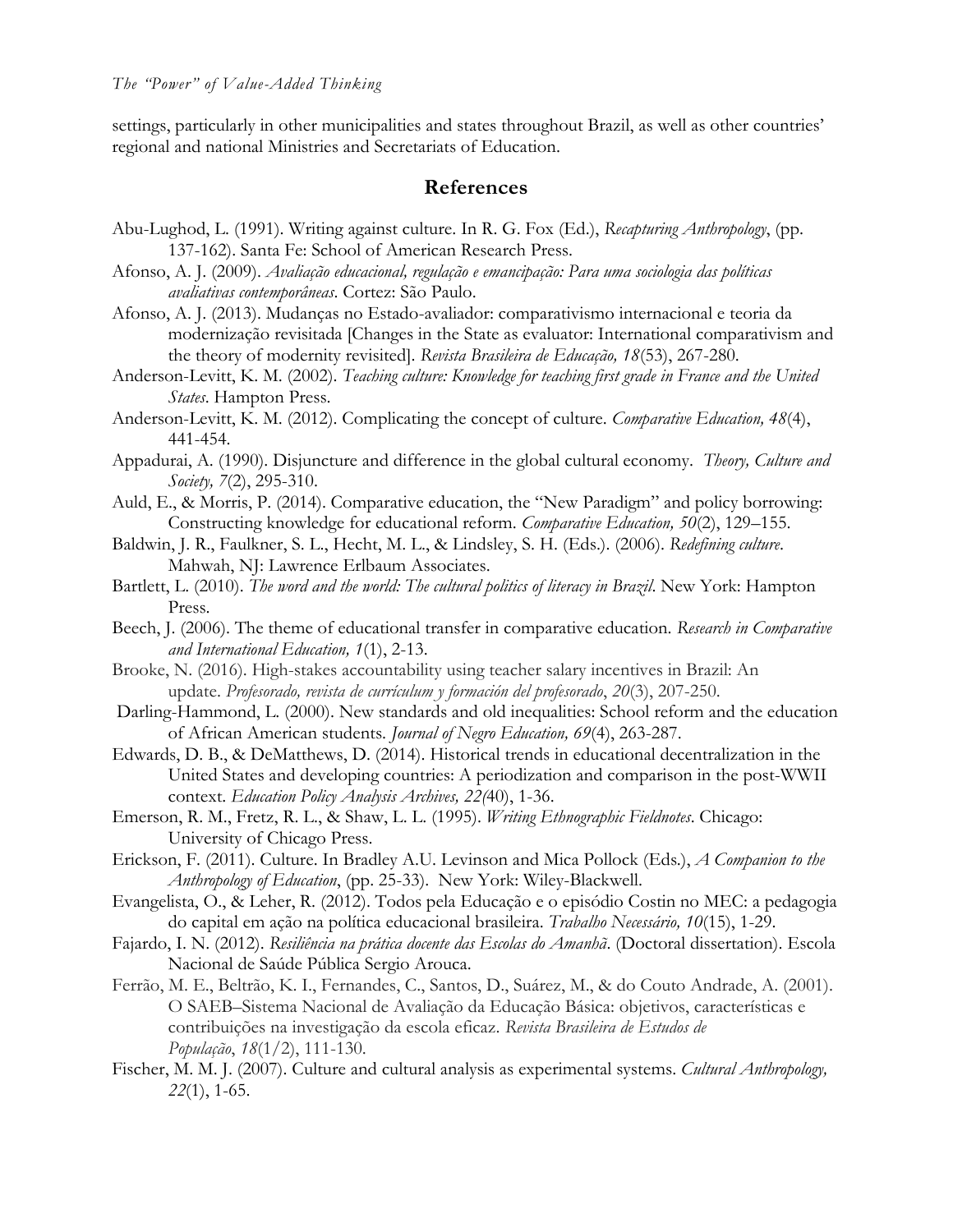settings, particularly in other municipalities and states throughout Brazil, as well as other countries' regional and national Ministries and Secretariats of Education.

## References

Abu-Lughod, L. (1991). Writing against culture. In R. G. Fox (Ed.), *Recapturing Anthropology*, (pp. 137-162). Santa Fe: School of American Research Press.

Afonso, A. J. (2009). *Avaliação educacional, regulação e emancipação: Para uma sociologia das políticas avaliativas contemporâneas*. Cortez: São Paulo.

Afonso, A. J. (2013). Mudanças no Estado-avaliador: comparativismo internacional e teoria da modernização revisitada [Changes in the State as evaluator: International comparativism and the theory of modernity revisited]. *Revista Brasileira de Educação, 18*(53), 267-280.

Anderson-Levitt, K. M. (2002). *Teaching culture: Knowledge for teaching first grade in France and the United States*. Hampton Press.

Anderson-Levitt, K. M. (2012). Complicating the concept of culture. *Comparative Education, 48*(4), 441-454.

Appadurai, A. (1990). Disjuncture and difference in the global cultural economy. *Theory, Culture and Society, 7*(2), 295-310.

Auld, E., & Morris, P. (2014). Comparative education, the "New Paradigm" and policy borrowing: Constructing knowledge for educational reform. *Comparative Education, 50*(2), 129–155.

Baldwin, J. R., Faulkner, S. L., Hecht, M. L., & Lindsley, S. H. (Eds.). (2006). *Redefining culture*. Mahwah, NJ: Lawrence Erlbaum Associates.

Bartlett, L. (2010). *The word and the world: The cultural politics of literacy in Brazil*. New York: Hampton Press.

Beech, J. (2006). The theme of educational transfer in comparative education. *Research in Comparative and International Education, 1*(1), 2-13.

Brooke, N. (2016). High-stakes accountability using teacher salary incentives in Brazil: An update. *Profesorado, revista de currículum y formación del profesorado*, *20*(3), 207-250.

Darling-Hammond, L. (2000). New standards and old inequalities: School reform and the education of African American students. *Journal of Negro Education, 69*(4), 263-287.

Edwards, D. B., & DeMatthews, D. (2014). Historical trends in educational decentralization in the United States and developing countries: A periodization and comparison in the post-WWII context. *Education Policy Analysis Archives, 22(*40), 1-36.

Emerson, R. M., Fretz, R. L., & Shaw, L. L. (1995). *Writing Ethnographic Fieldnotes*. Chicago: University of Chicago Press.

Erickson, F. (2011). Culture. In Bradley A.U. Levinson and Mica Pollock (Eds.), *A Companion to the Anthropology of Education*, (pp. 25-33). New York: Wiley-Blackwell.

Evangelista, O., & Leher, R. (2012). Todos pela Educação e o episódio Costin no MEC: a pedagogia do capital em ação na política educacional brasileira. *Trabalho Necessário, 10*(15), 1-29.

Fajardo, I. N. (2012). *Resiliência na prática docente das Escolas do Amanhã*. (Doctoral dissertation). Escola Nacional de Saúde Pública Sergio Arouca.

Ferrão, M. E., Beltrão, K. I., Fernandes, C., Santos, D., Suárez, M., & do Couto Andrade, A. (2001). O SAEB–Sistema Nacional de Avaliação da Educação Básica: objetivos, características e contribuições na investigação da escola eficaz. *Revista Brasileira de Estudos de População*, *18*(1/2), 111-130.

Fischer, M. M. J. (2007). Culture and cultural analysis as experimental systems. *Cultural Anthropology, 22*(1), 1-65.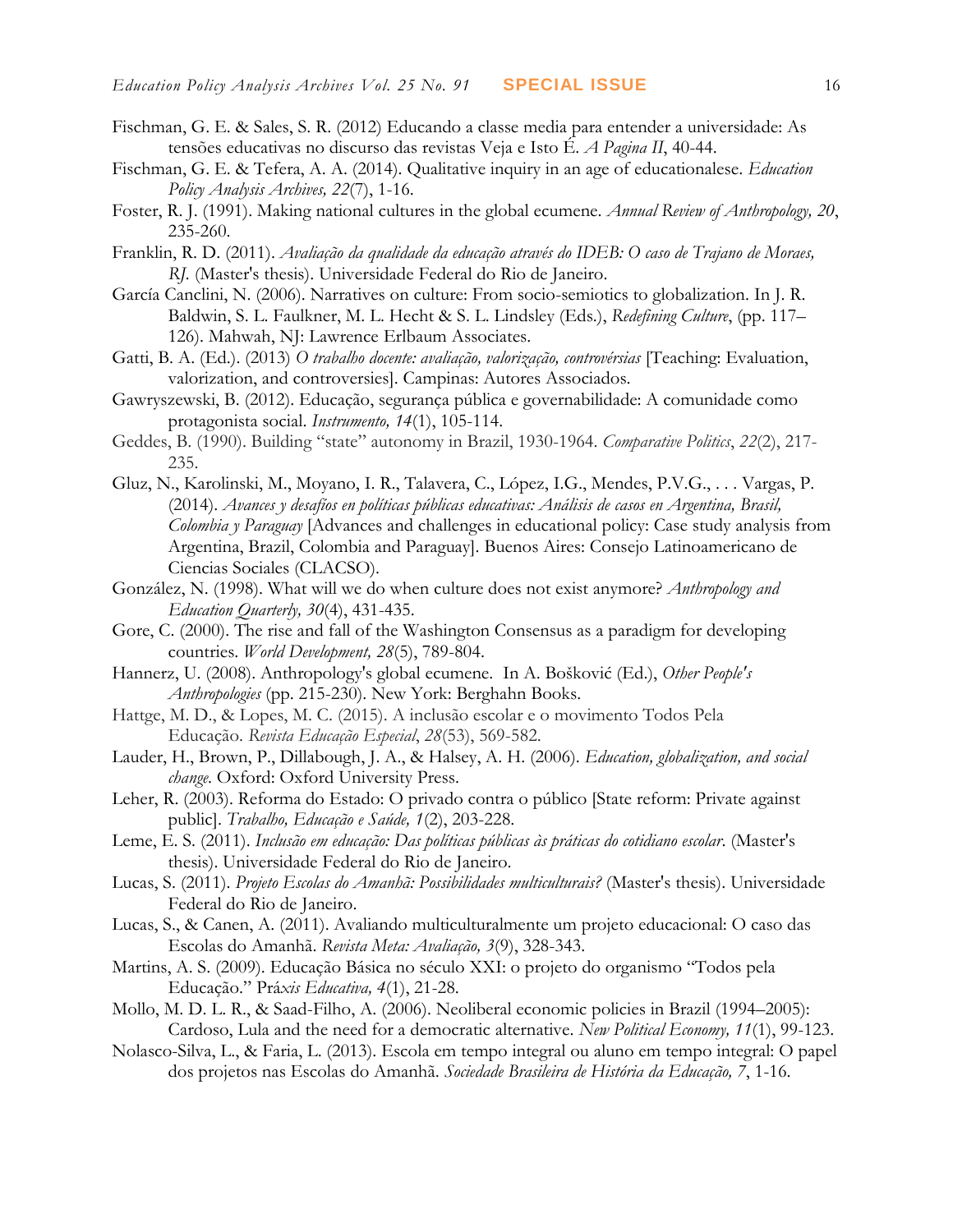Fischman, G. E. & Sales, S. R. (2012) Educando a classe media para entender a universidade: As tensões educativas no discurso das revistas Veja e Isto É. *A Pagina II*, 40-44.

Fischman, G. E. & Tefera, A. A. (2014). Qualitative inquiry in an age of educationalese. *Education Policy Analysis Archives, 22*(7), 1-16.

Foster, R. J. (1991). Making national cultures in the global ecumene. *Annual Review of Anthropology, 20*, 235-260.

Franklin, R. D. (2011). *Avaliação da qualidade da educação através do IDEB: O caso de Trajano de Moraes, RJ.* (Master's thesis). Universidade Federal do Rio de Janeiro.

García Canclini, N. (2006). Narratives on culture: From socio-semiotics to globalization. In J. R. Baldwin, S. L. Faulkner, M. L. Hecht & S. L. Lindsley (Eds.), *Redefining Culture*, (pp. 117–126). Mahwah, NJ: Lawrence Erlbaum Associates.

Gatti, B. A. (Ed.). (2013) *O trabalho docente: avaliação, valorização, controvérsias* [Teaching: Evaluation, valorization, and controversies]. Campinas: Autores Associados.

Gawryszewski, B. (2012). Educação, segurança pública e governabilidade: A comunidade como protagonista social. *Instrumento, 14*(1), 105-114.

Geddes, B. (1990). Building "state" autonomy in Brazil, 1930-1964. *Comparative Politics*, *22*(2), 217-235.

Gluz, N., Karolinski, M., Moyano, I. R., Talavera, C., López, I.G., Mendes, P.V.G., . . . Vargas, P. (2014). *Avances y desafíos en políticas públicas educativas: Análisis de casos en Argentina, Brasil, Colombia y Paraguay* [Advances and challenges in educational policy: Case study analysis from Argentina, Brazil, Colombia and Paraguay]. Buenos Aires: Consejo Latinoamericano de Ciencias Sociales (CLACSO).

González, N. (1998). What will we do when culture does not exist anymore? *Anthropology and Education Quarterly, 30*(4), 431-435.

Gore, C. (2000). The rise and fall of the Washington Consensus as a paradigm for developing countries. *World Development, 28*(5), 789-804.

Hannerz, U. (2008). Anthropology's global ecumene. In A. Bošković (Ed.), *Other People's Anthropologies* (pp. 215-230). New York: Berghahn Books.

Hattge, M. D., & Lopes, M. C. (2015). A inclusão escolar e o movimento Todos Pela Educação. *Revista Educação Especial*, *28*(53), 569-582.

Lauder, H., Brown, P., Dillabough, J. A., & Halsey, A. H. (2006). *Education, globalization, and social change.* Oxford: Oxford University Press.

Leher, R. (2003). Reforma do Estado: O privado contra o público [State reform: Private against public]. *Trabalho, Educação e Saúde, 1*(2), 203-228.

Leme, E. S. (2011). *Inclusão em educação: Das políticas públicas às práticas do cotidiano escolar*. (Master's thesis). Universidade Federal do Rio de Janeiro.

Lucas, S. (2011). *Projeto Escolas do Amanhã: Possibilidades multiculturais?* (Master's thesis). Universidade Federal do Rio de Janeiro.

Lucas, S., & Canen, A. (2011). Avaliando multiculturalmente um projeto educacional: O caso das Escolas do Amanhã. *Revista Meta: Avaliação, 3*(9), 328-343.

Martins, A. S. (2009). Educação Básica no século XXI: o projeto do organismo "Todos pela Educação." Prá*xis Educativa, 4*(1), 21-28.

Mollo, M. D. L. R., & Saad-Filho, A. (2006). Neoliberal economic policies in Brazil (1994–2005): Cardoso, Lula and the need for a democratic alternative. *New Political Economy, 11*(1), 99-123.

Nolasco-Silva, L., & Faria, L. (2013). Escola em tempo integral ou aluno em tempo integral: O papel dos projetos nas Escolas do Amanhã. *Sociedade Brasileira de História da Educação, 7*, 1-16.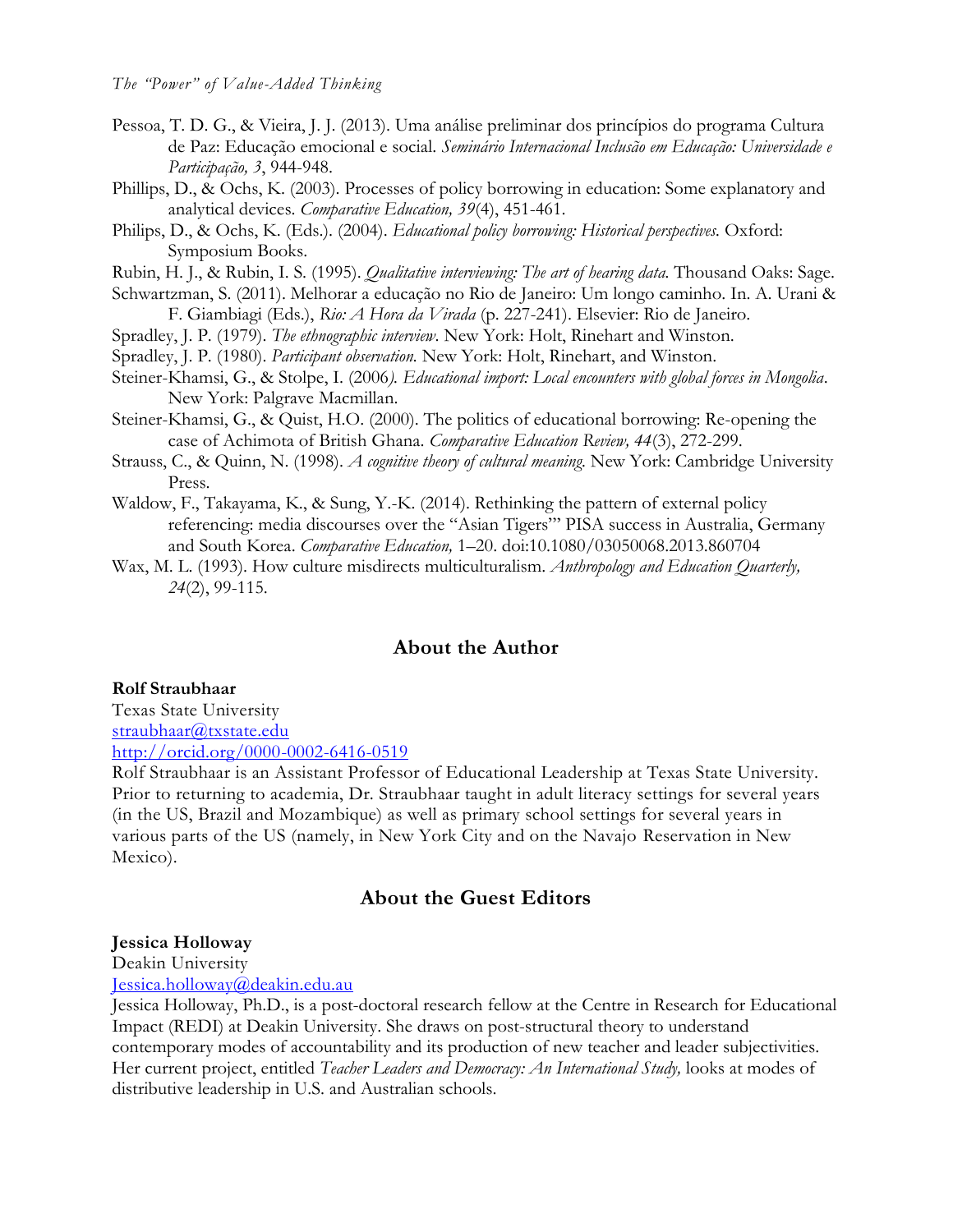Pessoa, T. D. G., & Vieira, J. J. (2013). Uma análise preliminar dos princípios do programa Cultura de Paz: Educação emocional e social. *Seminário Internacional Inclusão em Educação: Universidade e Participação, 3*, 944-948.

Phillips, D., & Ochs, K. (2003). Processes of policy borrowing in education: Some explanatory and analytical devices. *Comparative Education, 39*(4), 451-461.

Philips, D., & Ochs, K. (Eds.). (2004). *Educational policy borrowing: Historical perspectives.* Oxford: Symposium Books.

Rubin, H. J., & Rubin, I. S. (1995). *Qualitative interviewing: The art of hearing data.* Thousand Oaks: Sage.

Schwartzman, S. (2011). Melhorar a educação no Rio de Janeiro: Um longo caminho. In. A. Urani & F. Giambiagi (Eds.), *Rio: A Hora da Virada* (p. 227-241). Elsevier: Rio de Janeiro.

Spradley, J. P. (1979). *The ethnographic interview*. New York: Holt, Rinehart and Winston.

Spradley, J. P. (1980). *Participant observation.* New York: Holt, Rinehart, and Winston.

Steiner-Khamsi, G., & Stolpe, I. (2006*). Educational import: Local encounters with global forces in Mongolia*. New York: Palgrave Macmillan.

Steiner-Khamsi, G., & Quist, H.O. (2000). The politics of educational borrowing: Re-opening the case of Achimota of British Ghana. *Comparative Education Review, 44*(3), 272-299.

Strauss, C., & Quinn, N. (1998). *A cognitive theory of cultural meaning.* New York: Cambridge University Press.

Waldow, F., Takayama, K., & Sung, Y.-K. (2014). Rethinking the pattern of external policy referencing: media discourses over the "Asian Tigers'" PISA success in Australia, Germany and South Korea. *Comparative Education,* 1–20. doi:10.1080/03050068.2013.860704

Wax, M. L. (1993). How culture misdirects multiculturalism. *Anthropology and Education Quarterly, 24*(2), 99-115.

## About the Author

**Rolf Straubhaar**
Texas State University
straubhaar@txstate.edu
http://orcid.org/0000-0002-6416-0519
Rolf Straubhaar is an Assistant Professor of Educational Leadership at Texas State University. Prior to returning to academia, Dr. Straubhaar taught in adult literacy settings for several years (in the US, Brazil and Mozambique) as well as primary school settings for several years in various parts of the US (namely, in New York City and on the Navajo Reservation in New Mexico).

## About the Guest Editors

**Jessica Holloway**
Deakin University
Jessica.holloway@deakin.edu.au
Jessica Holloway, Ph.D., is a post-doctoral research fellow at the Centre in Research for Educational Impact (REDI) at Deakin University. She draws on post-structural theory to understand contemporary modes of accountability and its production of new teacher and leader subjectivities. Her current project, entitled *Teacher Leaders and Democracy: An International Study,* looks at modes of distributive leadership in U.S. and Australian schools.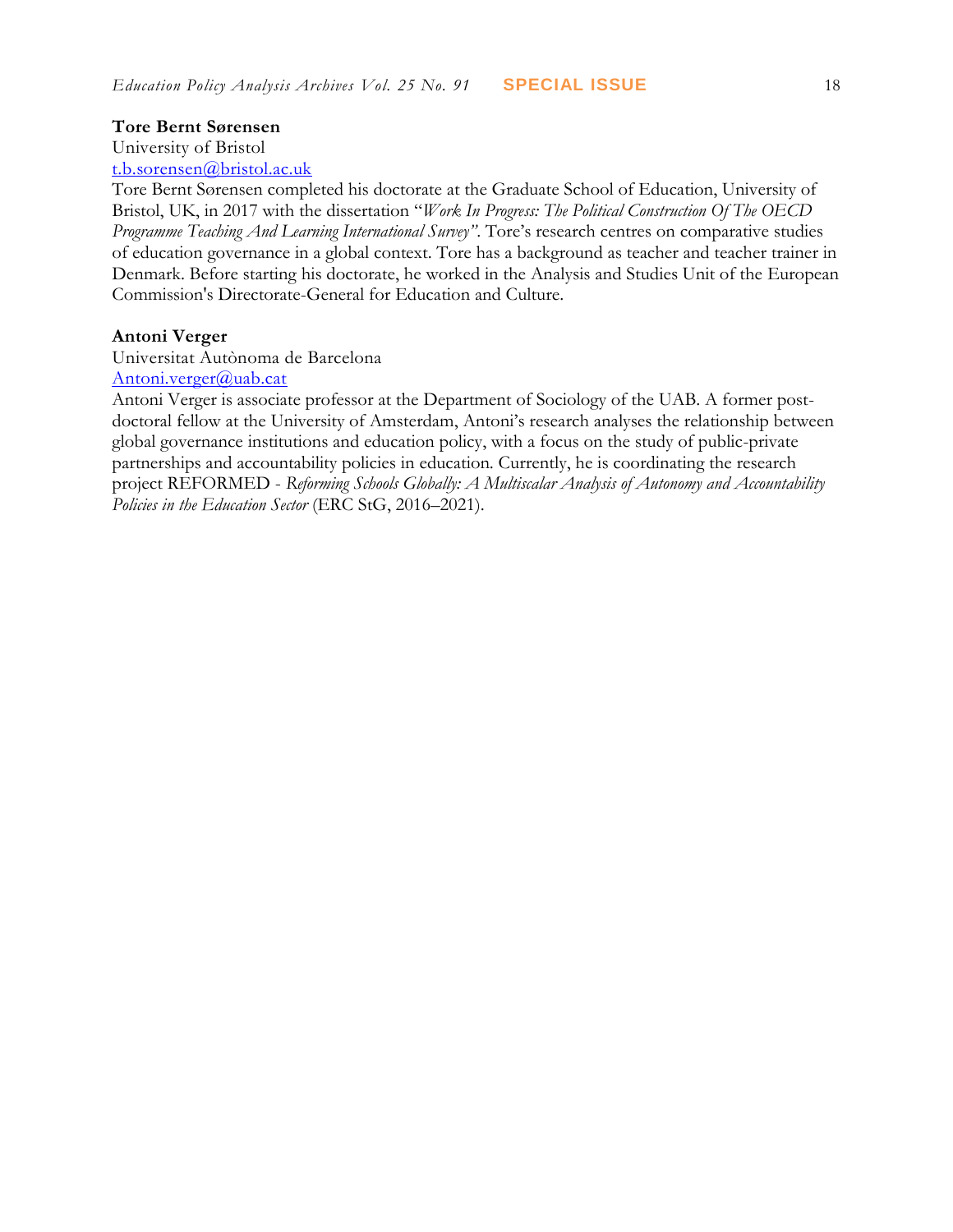**Tore Bernt Sørensen**

University of Bristol

t.b.sorensen@bristol.ac.uk

Tore Bernt Sørensen completed his doctorate at the Graduate School of Education, University of Bristol, UK, in 2017 with the dissertation "*Work In Progress: The Political Construction Of The OECD Programme Teaching And Learning International Survey"*. Tore's research centres on comparative studies of education governance in a global context. Tore has a background as teacher and teacher trainer in Denmark. Before starting his doctorate, he worked in the Analysis and Studies Unit of the European Commission's Directorate-General for Education and Culture.

**Antoni Verger**

Universitat Autònoma de Barcelona

Antoni.verger@uab.cat

Antoni Verger is associate professor at the Department of Sociology of the UAB. A former post-doctoral fellow at the University of Amsterdam, Antoni's research analyses the relationship between global governance institutions and education policy, with a focus on the study of public-private partnerships and accountability policies in education. Currently, he is coordinating the research project REFORMED - *Reforming Schools Globally: A Multiscalar Analysis of Autonomy and Accountability Policies in the Education Sector* (ERC StG, 2016–2021).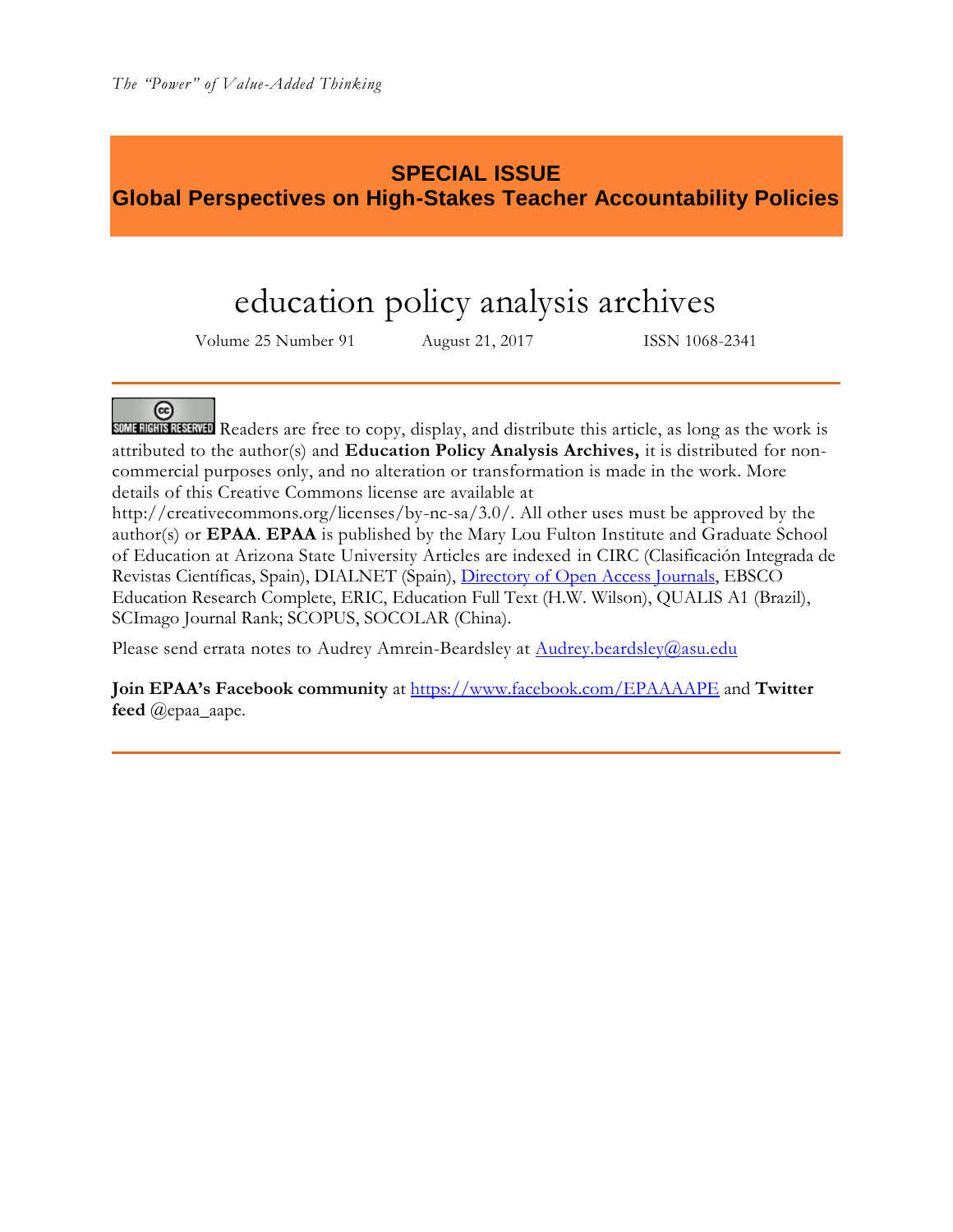## SPECIAL ISSUE
## Global Perspectives on High-Stakes Teacher Accountability Policies

# education policy analysis archives

Volume 25 Number 91 August 21, 2017 ISSN 1068-2341

Readers are free to copy, display, and distribute this article, as long as the work is attributed to the author(s) and **Education Policy Analysis Archives,** it is distributed for non-commercial purposes only, and no alteration or transformation is made in the work. More details of this Creative Commons license are available at http://creativecommons.org/licenses/by-nc-sa/3.0/. All other uses must be approved by the author(s) or **EPAA**. **EPAA** is published by the Mary Lou Fulton Institute and Graduate School of Education at Arizona State University Articles are indexed in CIRC (Clasificación Integrada de Revistas Científicas, Spain), DIALNET (Spain), Directory of Open Access Journals, EBSCO Education Research Complete, ERIC, Education Full Text (H.W. Wilson), QUALIS A1 (Brazil), SCImago Journal Rank; SCOPUS, SOCOLAR (China).

Please send errata notes to Audrey Amrein-Beardsley at Audrey.beardsley@asu.edu

**Join EPAA's Facebook community** at https://www.facebook.com/EPAAAAPE and **Twitter feed** @epaa_aape.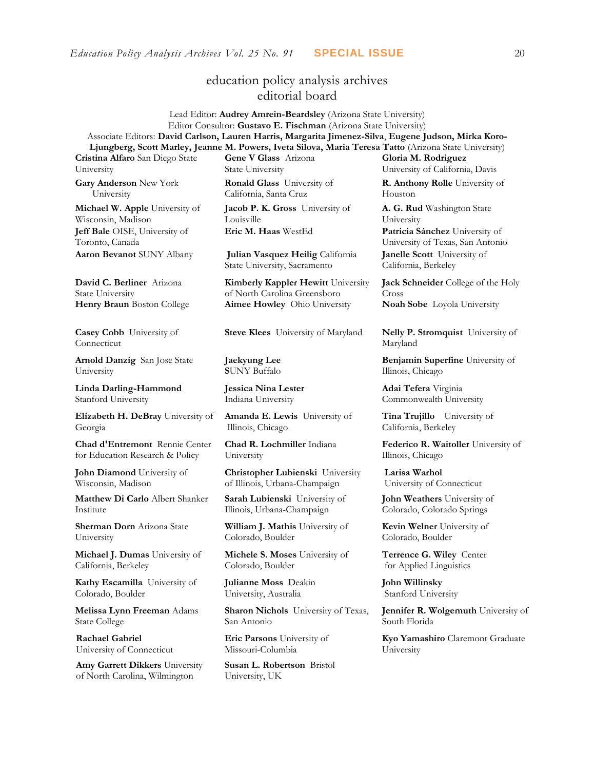# education policy analysis archives editorial board

Lead Editor: **Audrey Amrein-Beardsley** (Arizona State University)
Editor Consultor: **Gustavo E. Fischman** (Arizona State University)
Associate Editors: **David Carlson, Lauren Harris, Margarita Jimenez-Silva**, **Eugene Judson, Mirka Koro-Ljungberg, Scott Marley, Jeanne M. Powers, Iveta Silova, Maria Teresa Tatto** (Arizona State University)

**Cristina Alfaro** San Diego State University

**Gary Anderson** New York University

**Michael W. Apple** University of Wisconsin, Madison

**Jeff Bale** OISE, University of Toronto, Canada

**Aaron Bevanot** SUNY Albany

**David C. Berliner** Arizona State University

**Henry Braun** Boston College

**Casey Cobb** University of Connecticut

**Arnold Danzig** San Jose State University

**Linda Darling-Hammond** Stanford University

**Elizabeth H. DeBray** University of Georgia

**Chad d'Entremont** Rennie Center for Education Research & Policy

**John Diamond** University of Wisconsin, Madison

**Matthew Di Carlo** Albert Shanker Institute

**Sherman Dorn** Arizona State University

**Michael J. Dumas** University of California, Berkeley

**Kathy Escamilla** University of Colorado, Boulder

**Melissa Lynn Freeman** Adams State College

**Rachael Gabriel** University of Connecticut

**Amy Garrett Dikkers** University of North Carolina, Wilmington

**Gene V Glass** Arizona State University

**Ronald Glass** University of California, Santa Cruz

**Jacob P. K. Gross** University of Louisville

**Eric M. Haas** WestEd

**Julian Vasquez Heilig** California State University, Sacramento

**Kimberly Kappler Hewitt** University of North Carolina Greensboro

**Aimee Howley** Ohio University

**Steve Klees** University of Maryland

**Jaekyung Lee** SUNY Buffalo

**Jessica Nina Lester** Indiana University

**Amanda E. Lewis** University of Illinois, Chicago

**Chad R. Lochmiller** Indiana University

**Christopher Lubienski** University of Illinois, Urbana-Champaign

**Sarah Lubienski** University of Illinois, Urbana-Champaign

**William J. Mathis** University of Colorado, Boulder

**Michele S. Moses** University of Colorado, Boulder

**Julianne Moss** Deakin University, Australia

**Sharon Nichols** University of Texas, San Antonio

**Eric Parsons** University of Missouri-Columbia

**Susan L. Robertson** Bristol University, UK

**Gloria M. Rodriguez** University of California, Davis

**R. Anthony Rolle** University of Houston

**A. G. Rud** Washington State University

**Patricia Sánchez** University of University of Texas, San Antonio

**Janelle Scott** University of California, Berkeley

**Jack Schneider** College of the Holy Cross

**Noah Sobe** Loyola University

**Nelly P. Stromquist** University of Maryland

**Benjamin Superfine** University of Illinois, Chicago

**Adai Tefera** Virginia Commonwealth University

**Tina Trujillo** University of California, Berkeley

**Federico R. Waitoller** University of Illinois, Chicago

**Larisa Warhol** University of Connecticut

**John Weathers** University of Colorado, Colorado Springs

**Kevin Welner** University of Colorado, Boulder

**Terrence G. Wiley** Center for Applied Linguistics

**John Willinsky** Stanford University

**Jennifer R. Wolgemuth** University of South Florida

**Kyo Yamashiro** Claremont Graduate University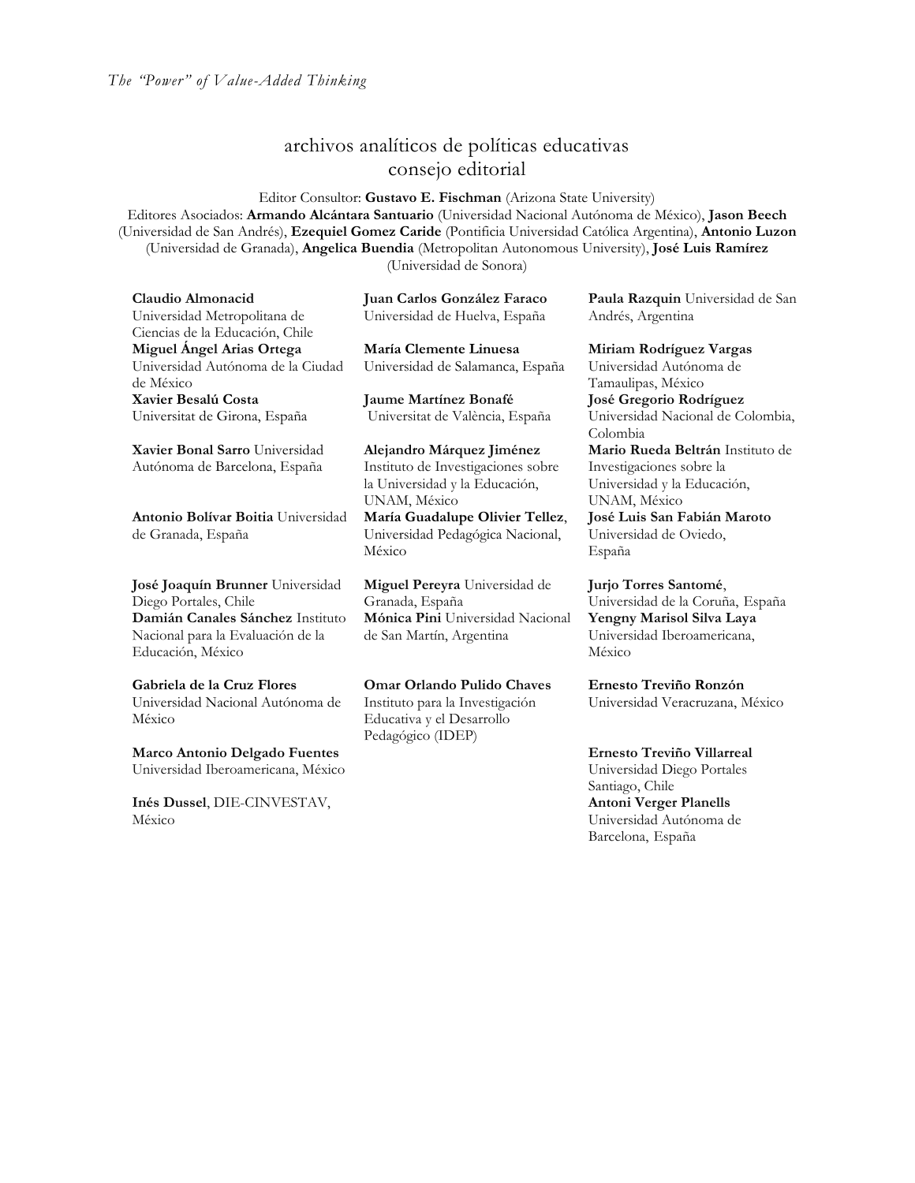## archivos analíticos de políticas educativas
## consejo editorial

Editor Consultor: **Gustavo E. Fischman** (Arizona State University)
Editores Asociados: **Armando Alcántara Santuario** (Universidad Nacional Autónoma de México), **Jason Beech** (Universidad de San Andrés), **Ezequiel Gomez Caride** (Pontificia Universidad Católica Argentina), **Antonio Luzon** (Universidad de Granada), **Angelica Buendia** (Metropolitan Autonomous University), **José Luis Ramírez** (Universidad de Sonora)

**Claudio Almonacid** Universidad Metropolitana de Ciencias de la Educación, Chile

**Miguel Ángel Arias Ortega** Universidad Autónoma de la Ciudad de México

**Xavier Besalú Costa** Universitat de Girona, España

**Xavier Bonal Sarro** Universidad Autónoma de Barcelona, España

**Antonio Bolívar Boitia** Universidad de Granada, España

**José Joaquín Brunner** Universidad Diego Portales, Chile

**Damián Canales Sánchez** Instituto Nacional para la Evaluación de la Educación, México

**Gabriela de la Cruz Flores** Universidad Nacional Autónoma de México

**Marco Antonio Delgado Fuentes** Universidad Iberoamericana, México

**Inés Dussel**, DIE-CINVESTAV, México

**Juan Carlos González Faraco** Universidad de Huelva, España

**María Clemente Linuesa** Universidad de Salamanca, España

**Jaume Martínez Bonafé** Universitat de València, España

**Alejandro Márquez Jiménez** Instituto de Investigaciones sobre la Universidad y la Educación, UNAM, México

**María Guadalupe Olivier Tellez**, Universidad Pedagógica Nacional, México

**Miguel Pereyra** Universidad de Granada, España

**Mónica Pini** Universidad Nacional de San Martín, Argentina

**Omar Orlando Pulido Chaves** Instituto para la Investigación Educativa y el Desarrollo Pedagógico (IDEP)

**Paula Razquin** Universidad de San Andrés, Argentina

**Miriam Rodríguez Vargas** Universidad Autónoma de Tamaulipas, México

**José Gregorio Rodríguez** Universidad Nacional de Colombia, Colombia

**Mario Rueda Beltrán** Instituto de Investigaciones sobre la Universidad y la Educación, UNAM, México

**José Luis San Fabián Maroto** Universidad de Oviedo, España

**Jurjo Torres Santomé**, Universidad de la Coruña, España

**Yengny Marisol Silva Laya** Universidad Iberoamericana, México

**Ernesto Treviño Ronzón** Universidad Veracruzana, México

**Ernesto Treviño Villarreal** Universidad Diego Portales Santiago, Chile

**Antoni Verger Planells** Universidad Autónoma de Barcelona, España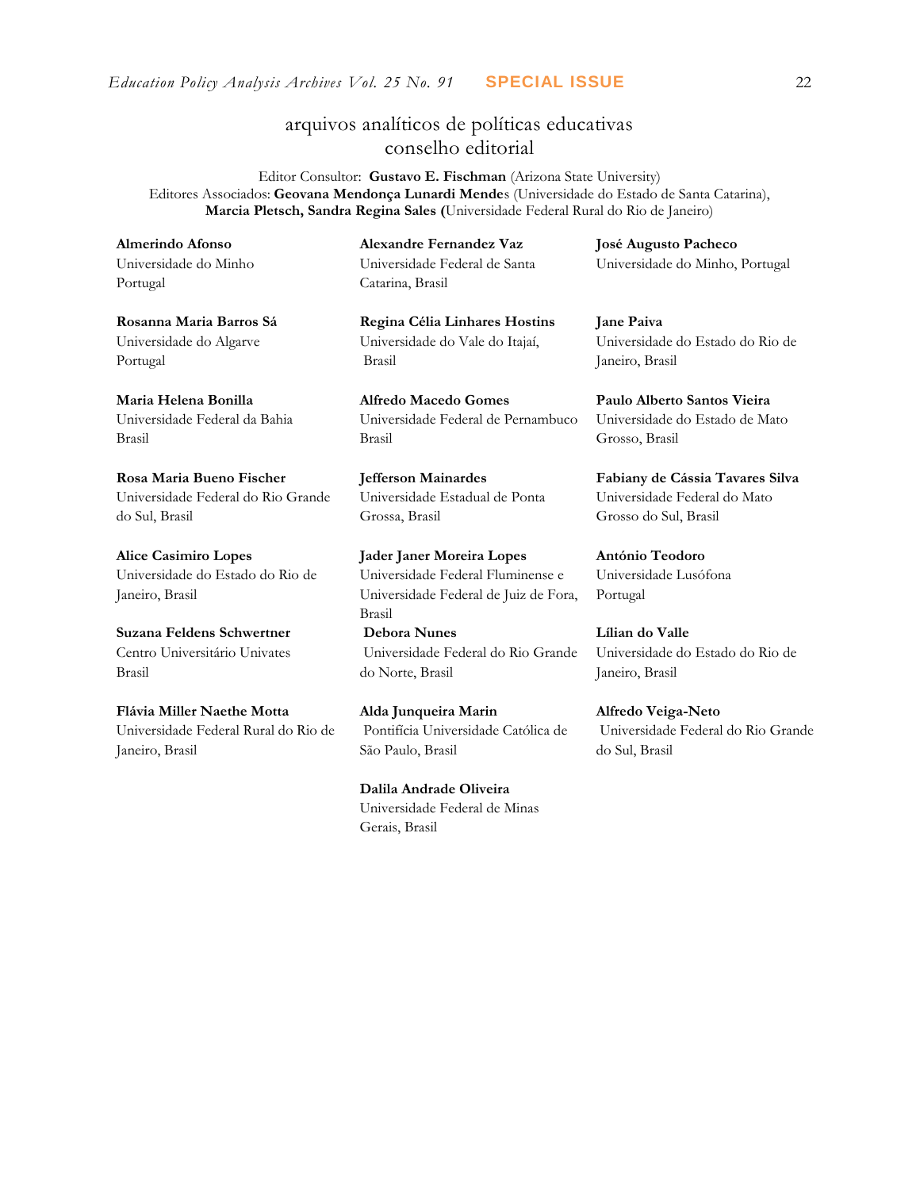# arquivos analíticos de políticas educativas
## conselho editorial

Editor Consultor: **Gustavo E. Fischman** (Arizona State University)
Editores Associados: **Geovana Mendonça Lunardi Mende**s (Universidade do Estado de Santa Catarina), **Marcia Pletsch, Sandra Regina Sales (**Universidade Federal Rural do Rio de Janeiro)

**Almerindo Afonso**
Universidade do Minho
Portugal

**Rosanna Maria Barros Sá**
Universidade do Algarve
Portugal

**Maria Helena Bonilla**
Universidade Federal da Bahia
Brasil

**Rosa Maria Bueno Fischer**
Universidade Federal do Rio Grande do Sul, Brasil

**Alice Casimiro Lopes**
Universidade do Estado do Rio de Janeiro, Brasil

**Suzana Feldens Schwertner**
Centro Universitário Univates
Brasil

**Flávia Miller Naethe Motta**
Universidade Federal Rural do Rio de Janeiro, Brasil

**Alexandre Fernandez Vaz**
Universidade Federal de Santa Catarina, Brasil

**Regina Célia Linhares Hostins**
Universidade do Vale do Itajaí, Brasil

**Alfredo Macedo Gomes**
Universidade Federal de Pernambuco
Brasil

**Jefferson Mainardes**
Universidade Estadual de Ponta Grossa, Brasil

**Jader Janer Moreira Lopes**
Universidade Federal Fluminense e Universidade Federal de Juiz de Fora, Brasil

**Debora Nunes**
Universidade Federal do Rio Grande do Norte, Brasil

**Alda Junqueira Marin**
Pontifícia Universidade Católica de São Paulo, Brasil

**Dalila Andrade Oliveira**
Universidade Federal de Minas Gerais, Brasil

**José Augusto Pacheco**
Universidade do Minho, Portugal

**Jane Paiva**
Universidade do Estado do Rio de Janeiro, Brasil

**Paulo Alberto Santos Vieira**
Universidade do Estado de Mato Grosso, Brasil

**Fabiany de Cássia Tavares Silva**
Universidade Federal do Mato Grosso do Sul, Brasil

**António Teodoro**
Universidade Lusófona
Portugal

**Lílian do Valle**
Universidade do Estado do Rio de Janeiro, Brasil

**Alfredo Veiga-Neto**
Universidade Federal do Rio Grande do Sul, Brasil